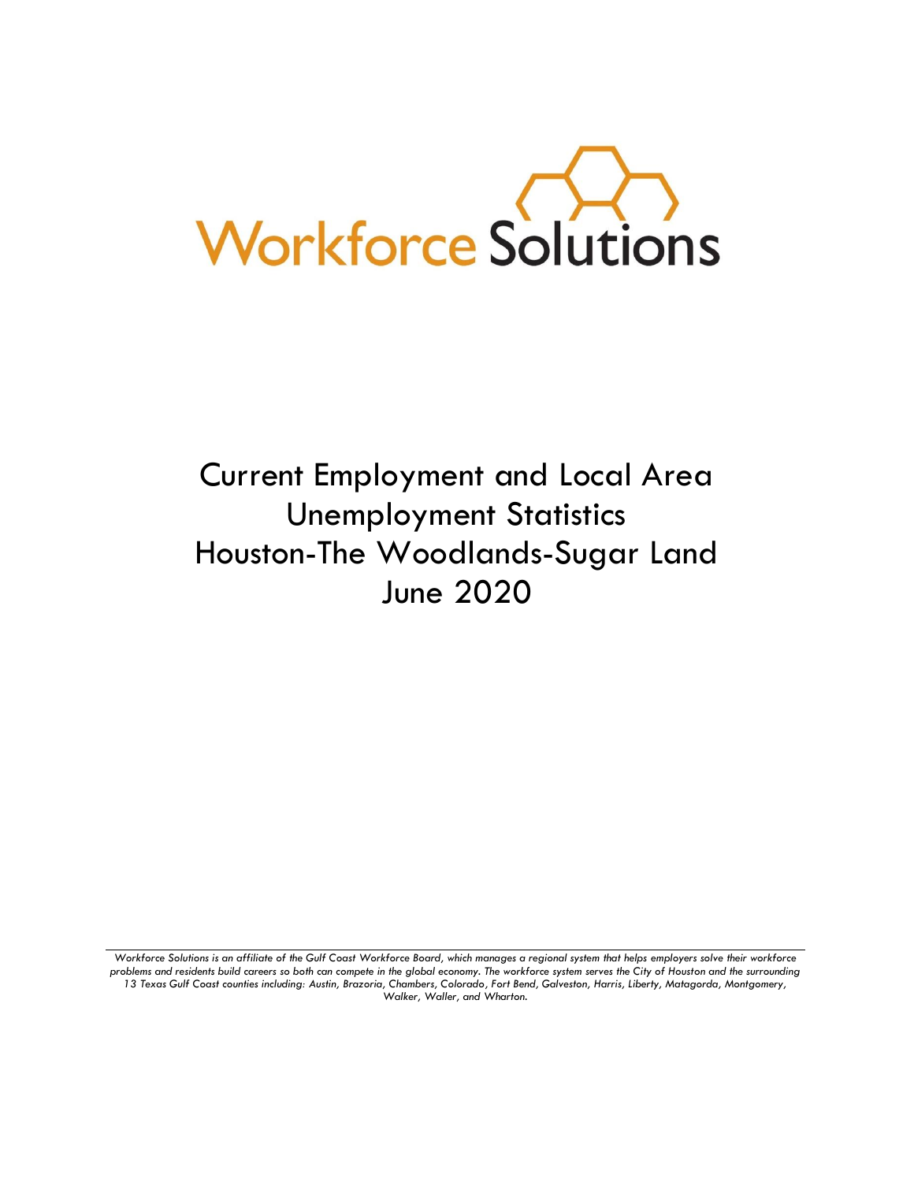Workforce Solutions

# Current Employment and Local Area Unemployment Statistics Houston-The Woodlands-Sugar Land June 2020

*Workforce Solutions is an affiliate of the Gulf Coast Workforce Board, which manages a regional system that helps employers solve their workforce problems and residents build careers so both can compete in the global economy. The workforce system serves the City of Houston and the surrounding 13 Texas Gulf Coast counties including: Austin, Brazoria, Chambers, Colorado, Fort Bend, Galveston, Harris, Liberty, Matagorda, Montgomery, Walker, Waller, and Wharton.*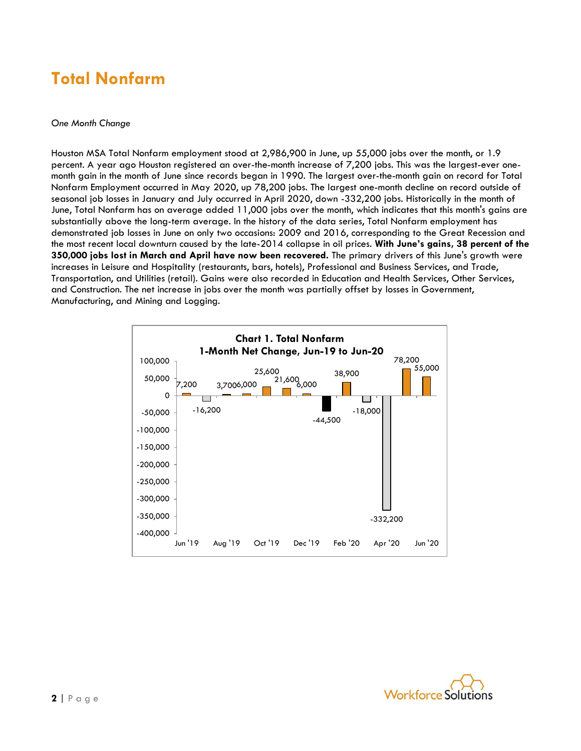# Total Nonfarm

*One Month Change*

Houston MSA Total Nonfarm employment stood at 2,986,900 in June, up 55,000 jobs over the month, or 1.9 percent. A year ago Houston registered an over-the-month increase of 7,200 jobs. This was the largest-ever one-month gain in the month of June since records began in 1990. The largest over-the-month gain on record for Total Nonfarm Employment occurred in May 2020, up 78,200 jobs. The largest one-month decline on record outside of seasonal job losses in January and July occurred in April 2020, down -332,200 jobs. Historically in the month of June, Total Nonfarm has on average added 11,000 jobs over the month, which indicates that this month's gains are substantially above the long-term average. In the history of the data series, Total Nonfarm employment has demonstrated job losses in June on only two occasions: 2009 and 2016, corresponding to the Great Recession and the most recent local downturn caused by the late-2014 collapse in oil prices. **With June's gains, 38 percent of the 350,000 jobs lost in March and April have now been recovered.** The primary drivers of this June's growth were increases in Leisure and Hospitality (restaurants, bars, hotels), Professional and Business Services, and Trade, Transportation, and Utilities (retail). Gains were also recorded in Education and Health Services, Other Services, and Construction. The net increase in jobs over the month was partially offset by losses in Government, Manufacturing, and Mining and Logging.

**Chart 1. Total Nonfarm 1-Month Net Change, Jun-19 to Jun-20**

| Month | Net Change |
|---|---|
| Jun '19 | 7,200 |
| Jul '19 | -16,200 |
| Aug '19 | 3,700 |
| Sep '19 | 6,000 |
| Oct '19 | 25,600 |
| Nov '19 | 21,600 |
| Dec '19 | 6,000 |
| Jan '20 | -44,500 |
| Feb '20 | 38,900 |
| Mar '20 | -18,000 |
| Apr '20 | -332,200 |
| May '20 | 78,200 |
| Jun '20 | 55,000 |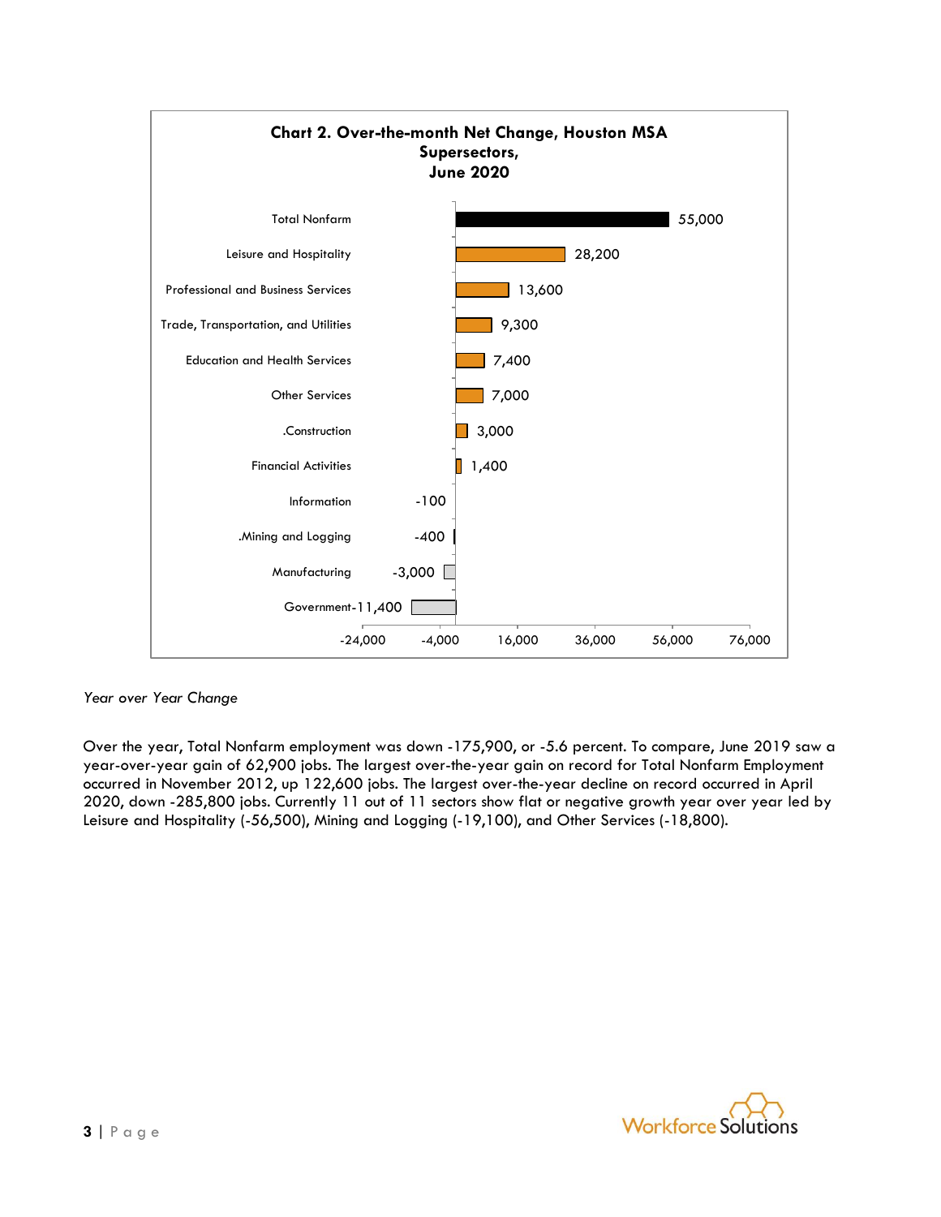**Chart 2. Over-the-month Net Change, Houston MSA Supersectors, June 2020**

| Supersector | Net Change |
|---|---|
| Total Nonfarm | 55,000 |
| Leisure and Hospitality | 28,200 |
| Professional and Business Services | 13,600 |
| Trade, Transportation, and Utilities | 9,300 |
| Education and Health Services | 7,400 |
| Other Services | 7,000 |
| .Construction | 3,000 |
| Financial Activities | 1,400 |
| Information | -100 |
| .Mining and Logging | -400 |
| Manufacturing | -3,000 |
| Government | -11,400 |

*Year over Year Change*

Over the year, Total Nonfarm employment was down -175,900, or -5.6 percent. To compare, June 2019 saw a year-over-year gain of 62,900 jobs. The largest over-the-year gain on record for Total Nonfarm Employment occurred in November 2012, up 122,600 jobs. The largest over-the-year decline on record occurred in April 2020, down -285,800 jobs. Currently 11 out of 11 sectors show flat or negative growth year over year led by Leisure and Hospitality (-56,500), Mining and Logging (-19,100), and Other Services (-18,800).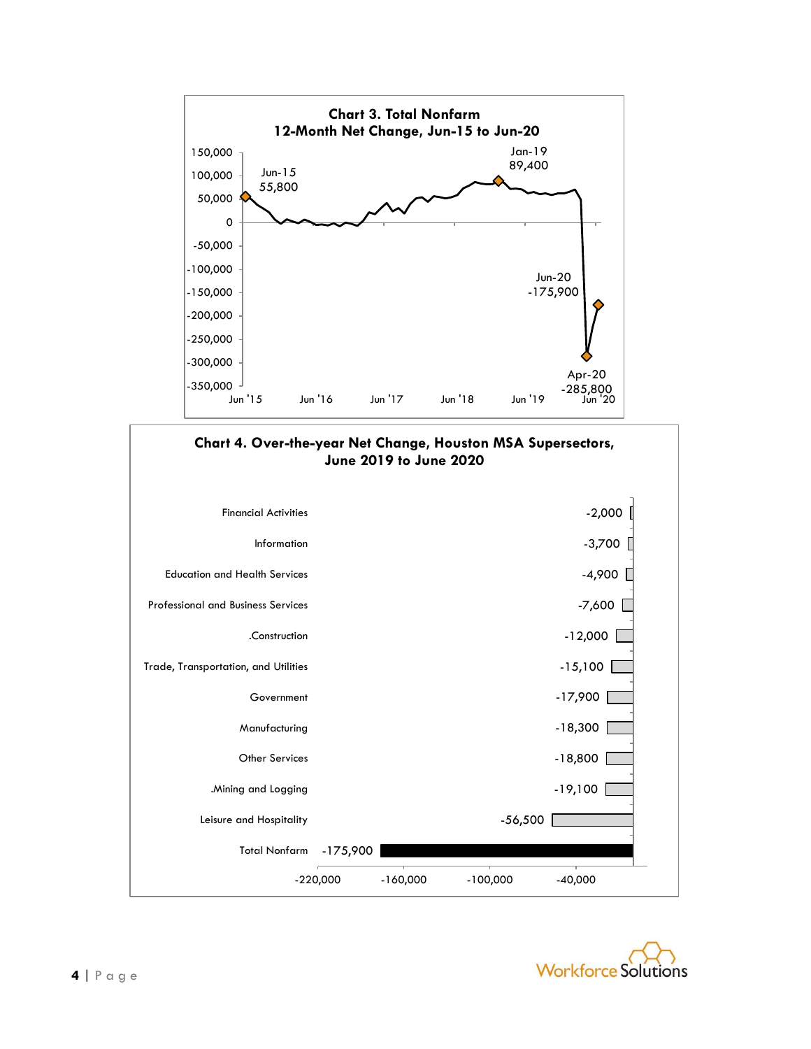**Chart 3. Total Nonfarm**
**12-Month Net Change, Jun-15 to Jun-20**

| Point | Value |
|---|---|
| Jun-15 | 55,800 |
| Jan-19 | 89,400 |
| Apr-20 | -285,800 |
| Jun-20 | -175,900 |

**Chart 4. Over-the-year Net Change, Houston MSA Supersectors, June 2019 to June 2020**

| Supersector | Net Change |
|---|---|
| Financial Activities | -2,000 |
| Information | -3,700 |
| Education and Health Services | -4,900 |
| Professional and Business Services | -7,600 |
| .Construction | -12,000 |
| Trade, Transportation, and Utilities | -15,100 |
| Government | -17,900 |
| Manufacturing | -18,300 |
| Other Services | -18,800 |
| .Mining and Logging | -19,100 |
| Leisure and Hospitality | -56,500 |
| Total Nonfarm | -175,900 |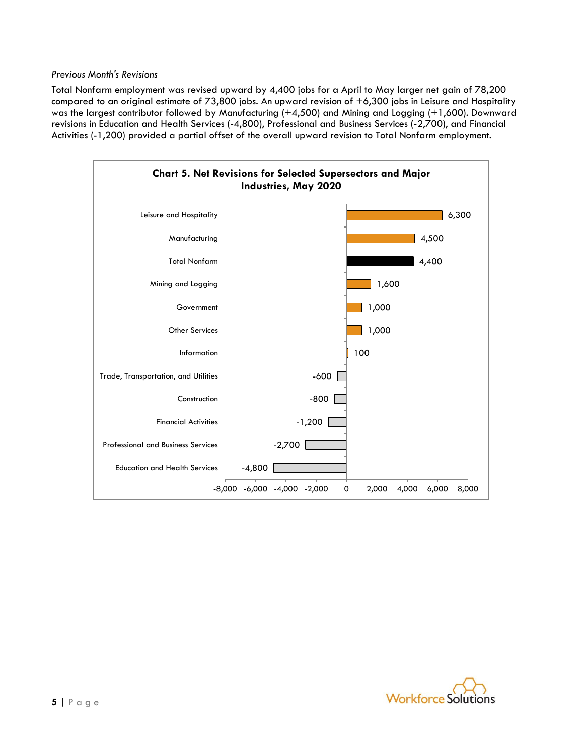*Previous Month's Revisions*

Total Nonfarm employment was revised upward by 4,400 jobs for a April to May larger net gain of 78,200 compared to an original estimate of 73,800 jobs. An upward revision of +6,300 jobs in Leisure and Hospitality was the largest contributor followed by Manufacturing (+4,500) and Mining and Logging (+1,600). Downward revisions in Education and Health Services (-4,800), Professional and Business Services (-2,700), and Financial Activities (-1,200) provided a partial offset of the overall upward revision to Total Nonfarm employment.

**Chart 5. Net Revisions for Selected Supersectors and Major Industries, May 2020**

| Industry | Net Revision |
|---|---|
| Leisure and Hospitality | 6,300 |
| Manufacturing | 4,500 |
| Total Nonfarm | 4,400 |
| Mining and Logging | 1,600 |
| Government | 1,000 |
| Other Services | 1,000 |
| Information | 100 |
| Trade, Transportation, and Utilities | -600 |
| Construction | -800 |
| Financial Activities | -1,200 |
| Professional and Business Services | -2,700 |
| Education and Health Services | -4,800 |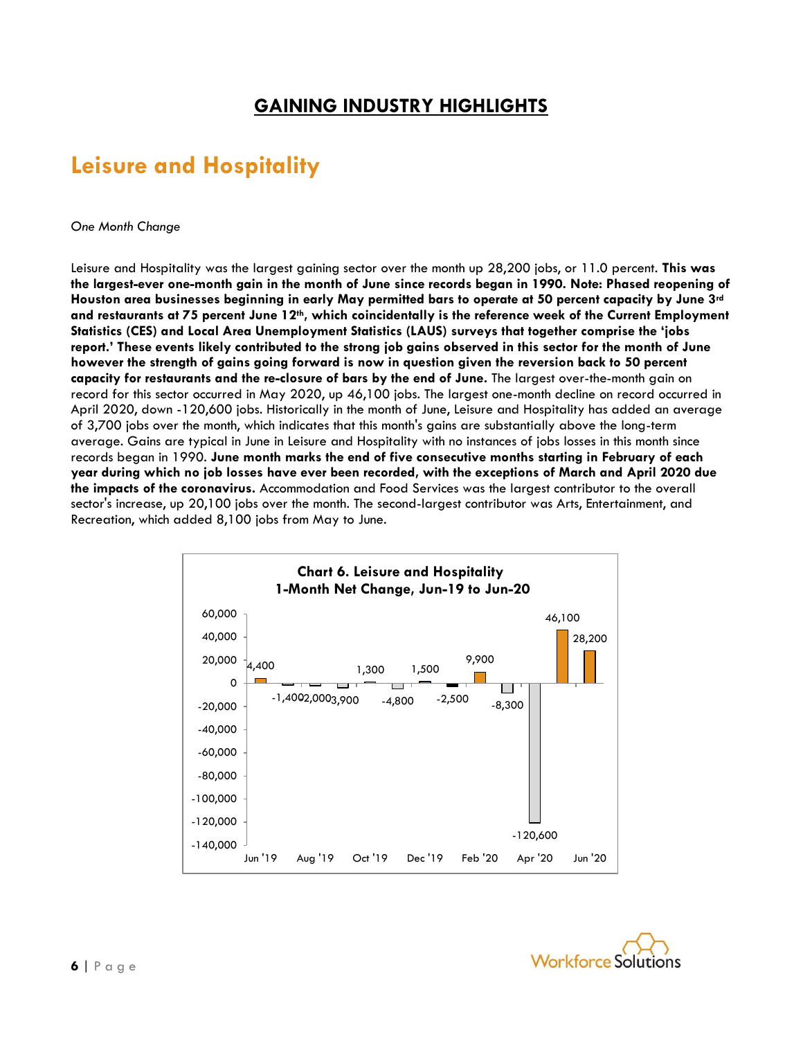# GAINING INDUSTRY HIGHLIGHTS

## Leisure and Hospitality

*One Month Change*

Leisure and Hospitality was the largest gaining sector over the month up 28,200 jobs, or 11.0 percent. **This was the largest-ever one-month gain in the month of June since records began in 1990. Note: Phased reopening of Houston area businesses beginning in early May permitted bars to operate at 50 percent capacity by June 3rd and restaurants at 75 percent June 12th, which coincidentally is the reference week of the Current Employment Statistics (CES) and Local Area Unemployment Statistics (LAUS) surveys that together comprise the 'jobs report.' These events likely contributed to the strong job gains observed in this sector for the month of June however the strength of gains going forward is now in question given the reversion back to 50 percent capacity for restaurants and the re-closure of bars by the end of June.** The largest over-the-month gain on record for this sector occurred in May 2020, up 46,100 jobs. The largest one-month decline on record occurred in April 2020, down -120,600 jobs. Historically in the month of June, Leisure and Hospitality has added an average of 3,700 jobs over the month, which indicates that this month's gains are substantially above the long-term average. Gains are typical in June in Leisure and Hospitality with no instances of jobs losses in this month since records began in 1990. **June month marks the end of five consecutive months starting in February of each year during which no job losses have ever been recorded, with the exceptions of March and April 2020 due the impacts of the coronavirus.** Accommodation and Food Services was the largest contributor to the overall sector's increase, up 20,100 jobs over the month. The second-largest contributor was Arts, Entertainment, and Recreation, which added 8,100 jobs from May to June.

**Chart 6. Leisure and Hospitality 1-Month Net Change, Jun-19 to Jun-20**

| Month | Net Change |
|---|---|
| Jun '19 | 4,400 |
| Jul '19 | -1,400 |
| Aug '19 | -2,000 |
| Sep '19 | -3,900 |
| Oct '19 | 1,300 |
| Nov '19 | -4,800 |
| Dec '19 | 1,500 |
| Jan '20 | -2,500 |
| Feb '20 | 9,900 |
| Mar '20 | -8,300 |
| Apr '20 | -120,600 |
| May '20 | 46,100 |
| Jun '20 | 28,200 |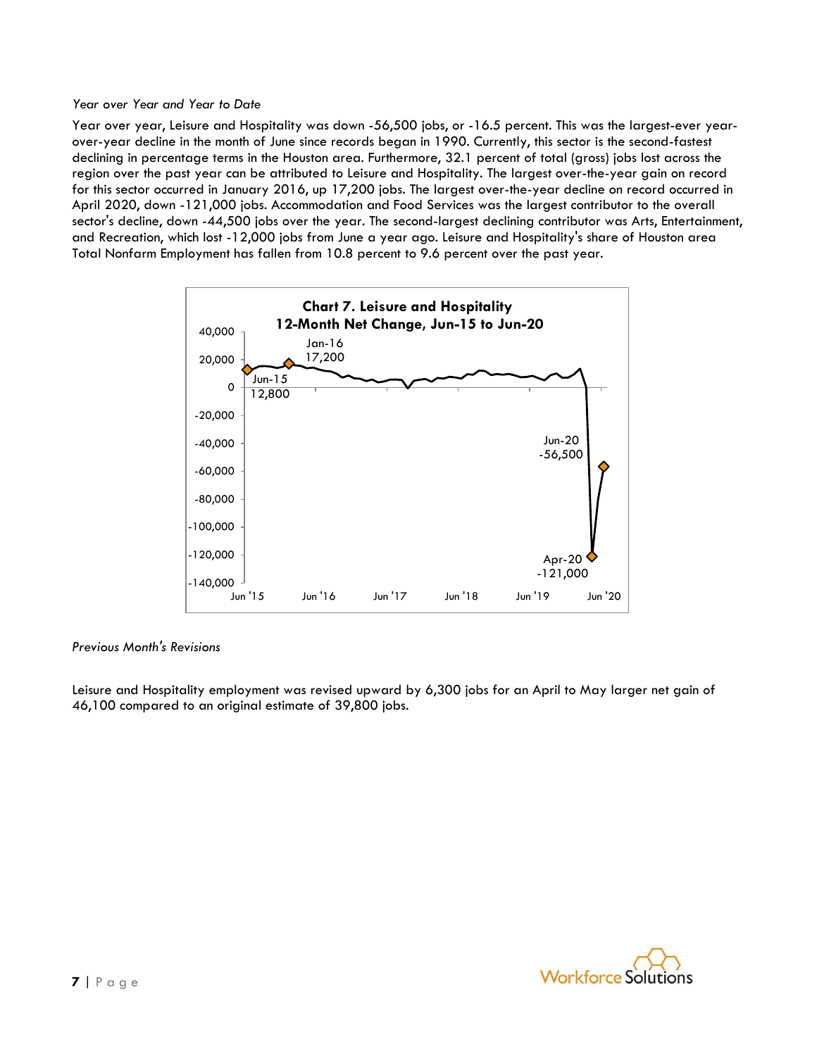*Year over Year and Year to Date*

Year over year, Leisure and Hospitality was down -56,500 jobs, or -16.5 percent. This was the largest-ever year-over-year decline in the month of June since records began in 1990. Currently, this sector is the second-fastest declining in percentage terms in the Houston area. Furthermore, 32.1 percent of total (gross) jobs lost across the region over the past year can be attributed to Leisure and Hospitality. The largest over-the-year gain on record for this sector occurred in January 2016, up 17,200 jobs. The largest over-the-year decline on record occurred in April 2020, down -121,000 jobs. Accommodation and Food Services was the largest contributor to the overall sector's decline, down -44,500 jobs over the year. The second-largest declining contributor was Arts, Entertainment, and Recreation, which lost -12,000 jobs from June a year ago. Leisure and Hospitality's share of Houston area Total Nonfarm Employment has fallen from 10.8 percent to 9.6 percent over the past year.

**Chart 7. Leisure and Hospitality**
**12-Month Net Change, Jun-15 to Jun-20**

*Previous Month's Revisions*

Leisure and Hospitality employment was revised upward by 6,300 jobs for an April to May larger net gain of 46,100 compared to an original estimate of 39,800 jobs.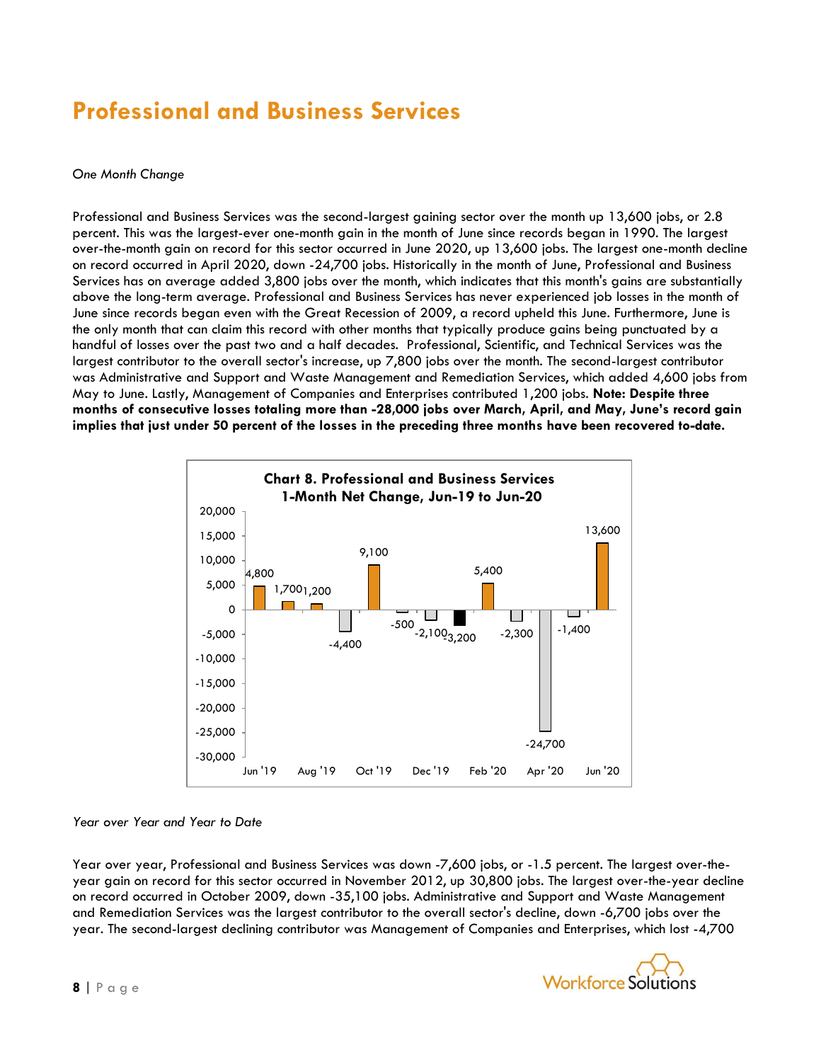# Professional and Business Services

*One Month Change*

Professional and Business Services was the second-largest gaining sector over the month up 13,600 jobs, or 2.8 percent. This was the largest-ever one-month gain in the month of June since records began in 1990. The largest over-the-month gain on record for this sector occurred in June 2020, up 13,600 jobs. The largest one-month decline on record occurred in April 2020, down -24,700 jobs. Historically in the month of June, Professional and Business Services has on average added 3,800 jobs over the month, which indicates that this month's gains are substantially above the long-term average. Professional and Business Services has never experienced job losses in the month of June since records began even with the Great Recession of 2009, a record upheld this June. Furthermore, June is the only month that can claim this record with other months that typically produce gains being punctuated by a handful of losses over the past two and a half decades. Professional, Scientific, and Technical Services was the largest contributor to the overall sector's increase, up 7,800 jobs over the month. The second-largest contributor was Administrative and Support and Waste Management and Remediation Services, which added 4,600 jobs from May to June. Lastly, Management of Companies and Enterprises contributed 1,200 jobs. **Note: Despite three months of consecutive losses totaling more than -28,000 jobs over March, April, and May, June's record gain implies that just under 50 percent of the losses in the preceding three months have been recovered to-date.**

**Chart 8. Professional and Business Services 1-Month Net Change, Jun-19 to Jun-20**

| Month | Net Change |
|---|---|
| Jun '19 | 4,800 |
| Jul '19 | 1,700 |
| Aug '19 | 1,200 |
| Sep '19 | -4,400 |
| Oct '19 | 9,100 |
| Nov '19 | -500 |
| Dec '19 | -2,100 |
| Jan '20 | -3,200 |
| Feb '20 | 5,400 |
| Mar '20 | -2,300 |
| Apr '20 | -24,700 |
| May '20 | -1,400 |
| Jun '20 | 13,600 |

*Year over Year and Year to Date*

Year over year, Professional and Business Services was down -7,600 jobs, or -1.5 percent. The largest over-the-year gain on record for this sector occurred in November 2012, up 30,800 jobs. The largest over-the-year decline on record occurred in October 2009, down -35,100 jobs. Administrative and Support and Waste Management and Remediation Services was the largest contributor to the overall sector's decline, down -6,700 jobs over the year. The second-largest declining contributor was Management of Companies and Enterprises, which lost -4,700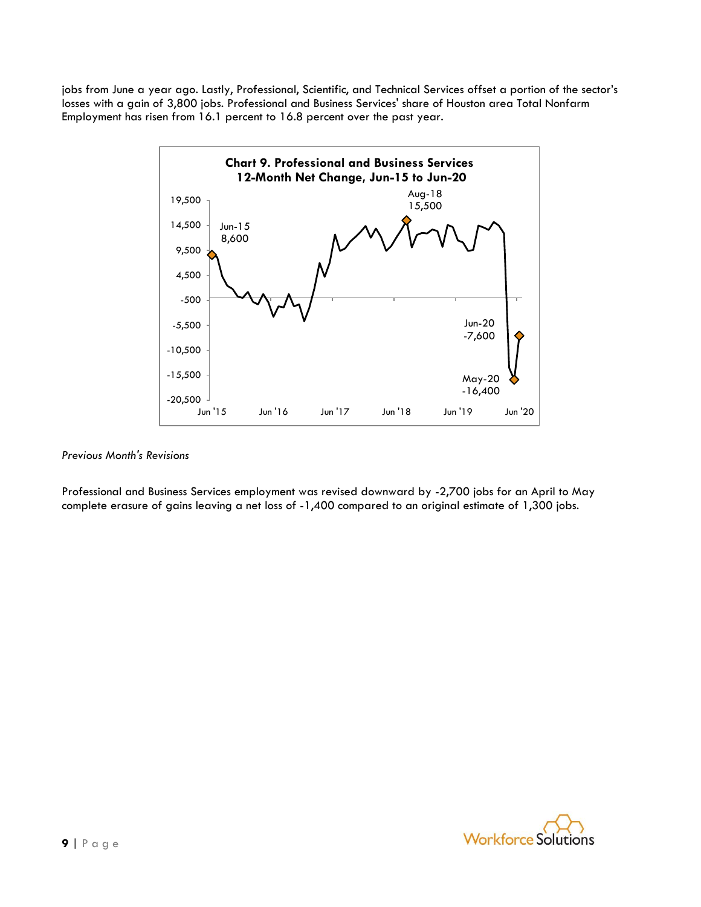jobs from June a year ago. Lastly, Professional, Scientific, and Technical Services offset a portion of the sector's losses with a gain of 3,800 jobs. Professional and Business Services' share of Houston area Total Nonfarm Employment has risen from 16.1 percent to 16.8 percent over the past year.

**Chart 9. Professional and Business Services 12-Month Net Change, Jun-15 to Jun-20**

*Previous Month's Revisions*

Professional and Business Services employment was revised downward by -2,700 jobs for an April to May complete erasure of gains leaving a net loss of -1,400 compared to an original estimate of 1,300 jobs.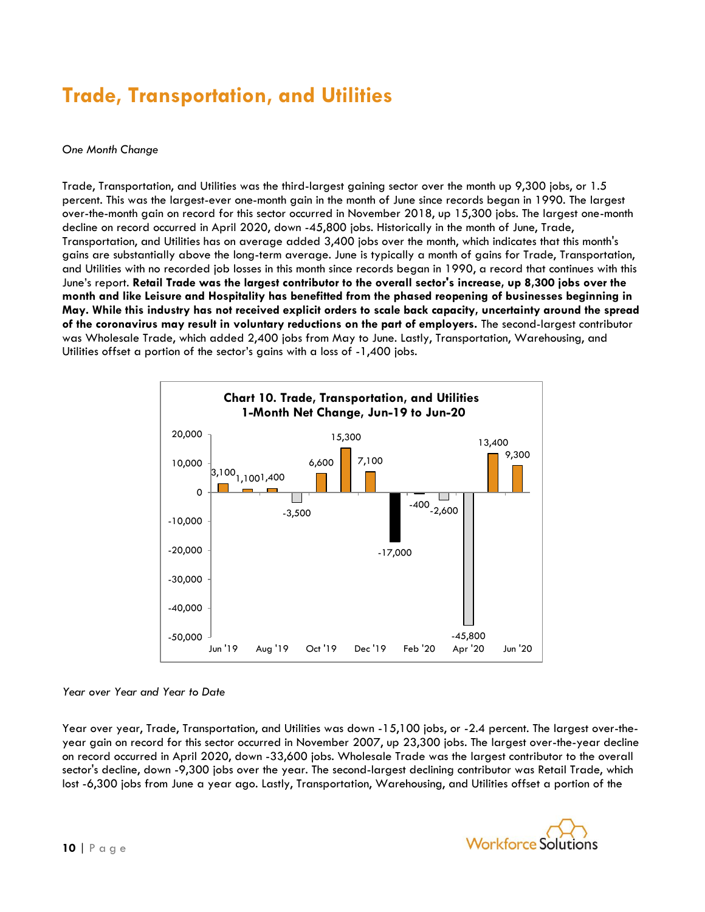# Trade, Transportation, and Utilities

*One Month Change*

Trade, Transportation, and Utilities was the third-largest gaining sector over the month up 9,300 jobs, or 1.5 percent. This was the largest-ever one-month gain in the month of June since records began in 1990. The largest over-the-month gain on record for this sector occurred in November 2018, up 15,300 jobs. The largest one-month decline on record occurred in April 2020, down -45,800 jobs. Historically in the month of June, Trade, Transportation, and Utilities has on average added 3,400 jobs over the month, which indicates that this month's gains are substantially above the long-term average. June is typically a month of gains for Trade, Transportation, and Utilities with no recorded job losses in this month since records began in 1990, a record that continues with this June's report. **Retail Trade was the largest contributor to the overall sector's increase, up 8,300 jobs over the month and like Leisure and Hospitality has benefitted from the phased reopening of businesses beginning in May. While this industry has not received explicit orders to scale back capacity, uncertainty around the spread of the coronavirus may result in voluntary reductions on the part of employers.** The second-largest contributor was Wholesale Trade, which added 2,400 jobs from May to June. Lastly, Transportation, Warehousing, and Utilities offset a portion of the sector's gains with a loss of -1,400 jobs.

**Chart 10. Trade, Transportation, and Utilities 1-Month Net Change, Jun-19 to Jun-20**

| Month | Net Change |
|---|---|
| Jun '19 | 3,100 |
| Jul '19 | 1,100 |
| Aug '19 | 1,400 |
| Sep '19 | -3,500 |
| Oct '19 | 6,600 |
| Nov '19 | 15,300 |
| Dec '19 | 7,100 |
| Jan '20 | -17,000 |
| Feb '20 | -400 |
| Mar '20 | -2,600 |
| Apr '20 | -45,800 |
| May '20 | 13,400 |
| Jun '20 | 9,300 |

*Year over Year and Year to Date*

Year over year, Trade, Transportation, and Utilities was down -15,100 jobs, or -2.4 percent. The largest over-the-year gain on record for this sector occurred in November 2007, up 23,300 jobs. The largest over-the-year decline on record occurred in April 2020, down -33,600 jobs. Wholesale Trade was the largest contributor to the overall sector's decline, down -9,300 jobs over the year. The second-largest declining contributor was Retail Trade, which lost -6,300 jobs from June a year ago. Lastly, Transportation, Warehousing, and Utilities offset a portion of the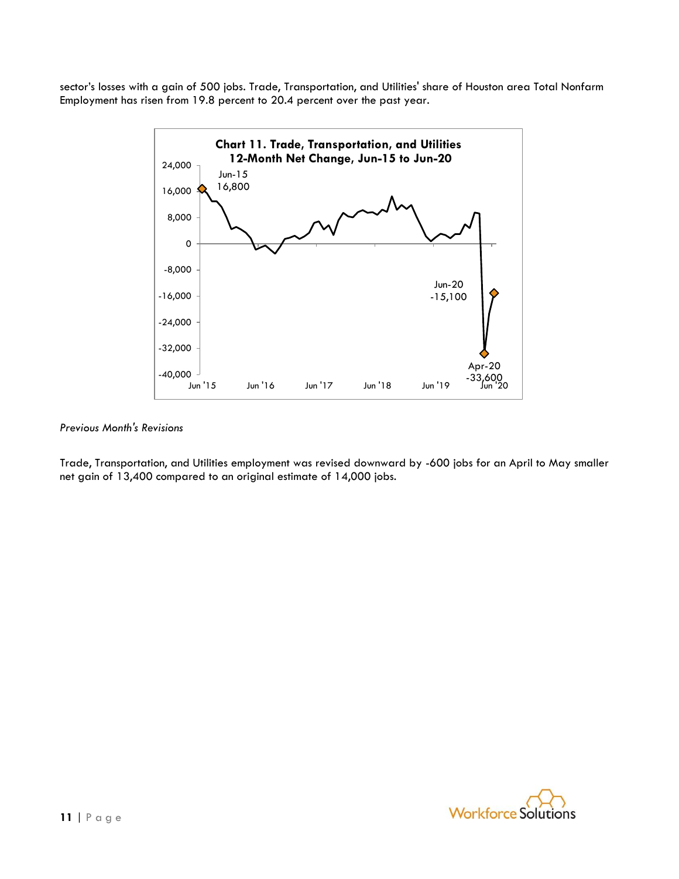sector's losses with a gain of 500 jobs. Trade, Transportation, and Utilities' share of Houston area Total Nonfarm Employment has risen from 19.8 percent to 20.4 percent over the past year.

*Previous Month's Revisions*

Trade, Transportation, and Utilities employment was revised downward by -600 jobs for an April to May smaller net gain of 13,400 compared to an original estimate of 14,000 jobs.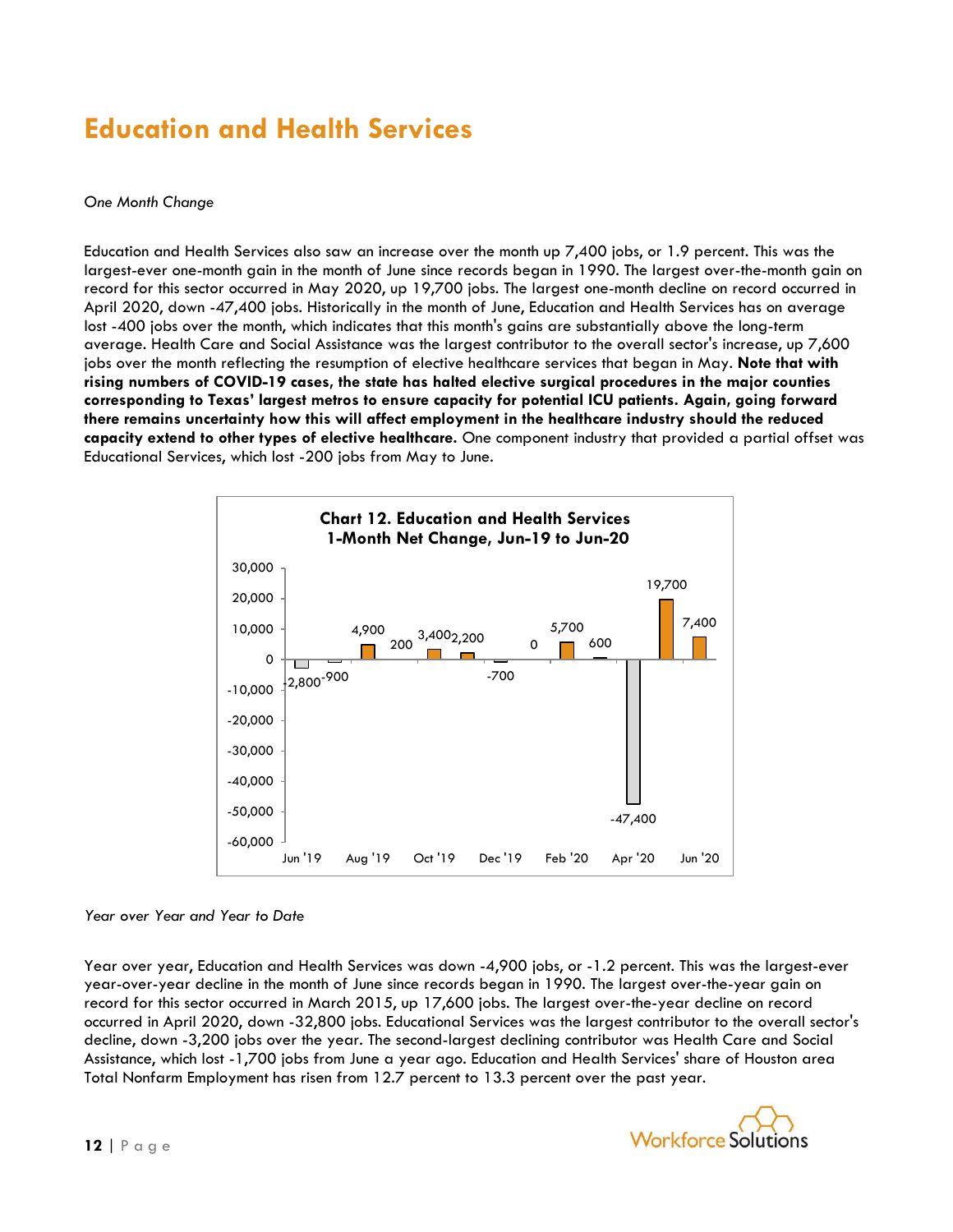# Education and Health Services

*One Month Change*

Education and Health Services also saw an increase over the month up 7,400 jobs, or 1.9 percent. This was the largest-ever one-month gain in the month of June since records began in 1990. The largest over-the-month gain on record for this sector occurred in May 2020, up 19,700 jobs. The largest one-month decline on record occurred in April 2020, down -47,400 jobs. Historically in the month of June, Education and Health Services has on average lost -400 jobs over the month, which indicates that this month's gains are substantially above the long-term average. Health Care and Social Assistance was the largest contributor to the overall sector's increase, up 7,600 jobs over the month reflecting the resumption of elective healthcare services that began in May. **Note that with rising numbers of COVID-19 cases, the state has halted elective surgical procedures in the major counties corresponding to Texas' largest metros to ensure capacity for potential ICU patients. Again, going forward there remains uncertainty how this will affect employment in the healthcare industry should the reduced capacity extend to other types of elective healthcare.** One component industry that provided a partial offset was Educational Services, which lost -200 jobs from May to June.

**Chart 12. Education and Health Services 1-Month Net Change, Jun-19 to Jun-20**

| Month | Net Change |
|---|---|
| Jun '19 | -2,800 |
| Jul '19 | -900 |
| Aug '19 | 4,900 |
| Sep '19 | 200 |
| Oct '19 | 3,400 |
| Nov '19 | 2,200 |
| Dec '19 | -700 |
| Jan '20 | 0 |
| Feb '20 | 5,700 |
| Mar '20 | 600 |
| Apr '20 | -47,400 |
| May '20 | 19,700 |
| Jun '20 | 7,400 |

*Year over Year and Year to Date*

Year over year, Education and Health Services was down -4,900 jobs, or -1.2 percent. This was the largest-ever year-over-year decline in the month of June since records began in 1990. The largest over-the-year gain on record for this sector occurred in March 2015, up 17,600 jobs. The largest over-the-year decline on record occurred in April 2020, down -32,800 jobs. Educational Services was the largest contributor to the overall sector's decline, down -3,200 jobs over the year. The second-largest declining contributor was Health Care and Social Assistance, which lost -1,700 jobs from June a year ago. Education and Health Services' share of Houston area Total Nonfarm Employment has risen from 12.7 percent to 13.3 percent over the past year.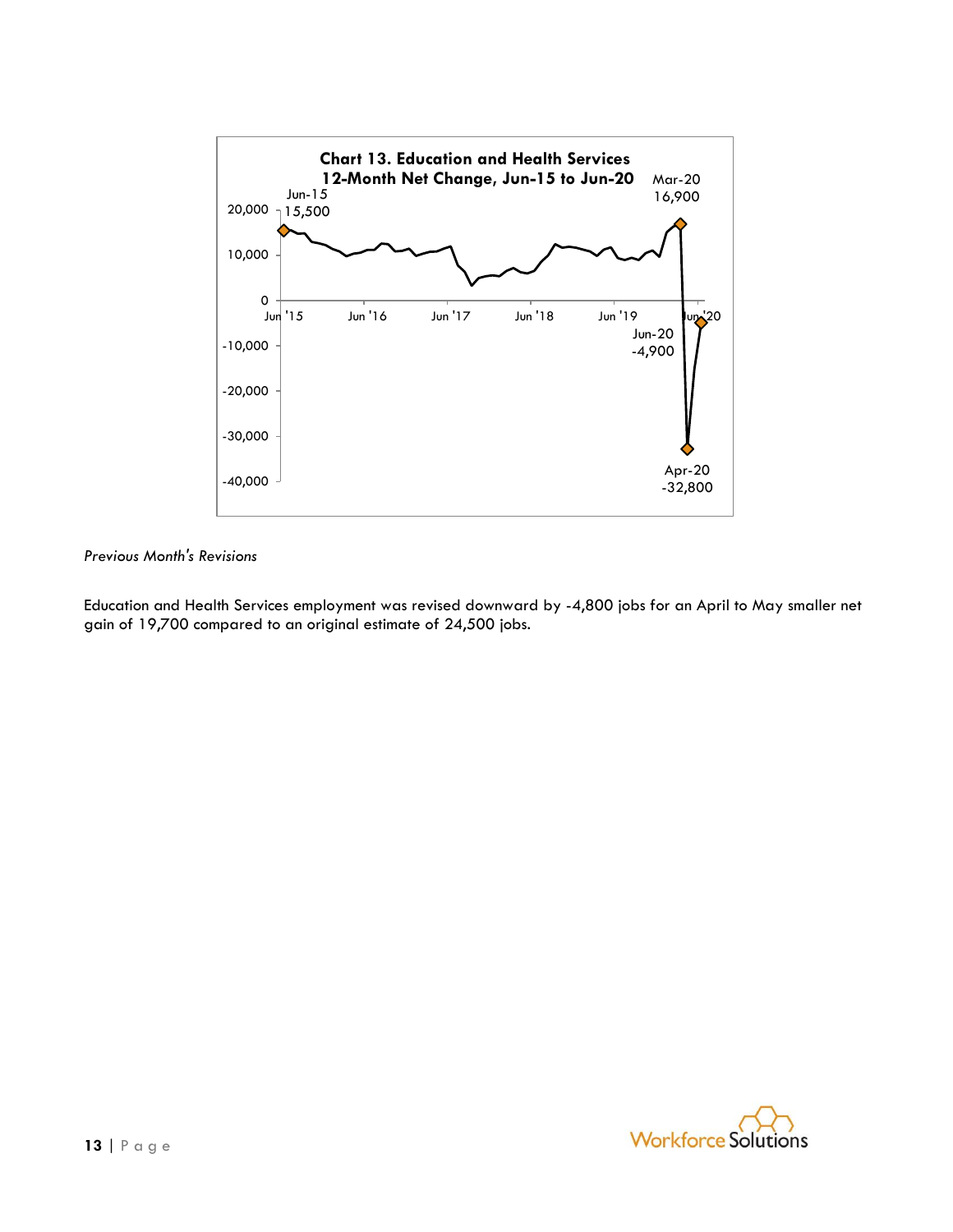**Chart 13. Education and Health Services 12-Month Net Change, Jun-15 to Jun-20**

Jun-15 15,500

Mar-20 16,900

Apr-20 -32,800

Jun-20 -4,900

*Previous Month's Revisions*

Education and Health Services employment was revised downward by -4,800 jobs for an April to May smaller net gain of 19,700 compared to an original estimate of 24,500 jobs.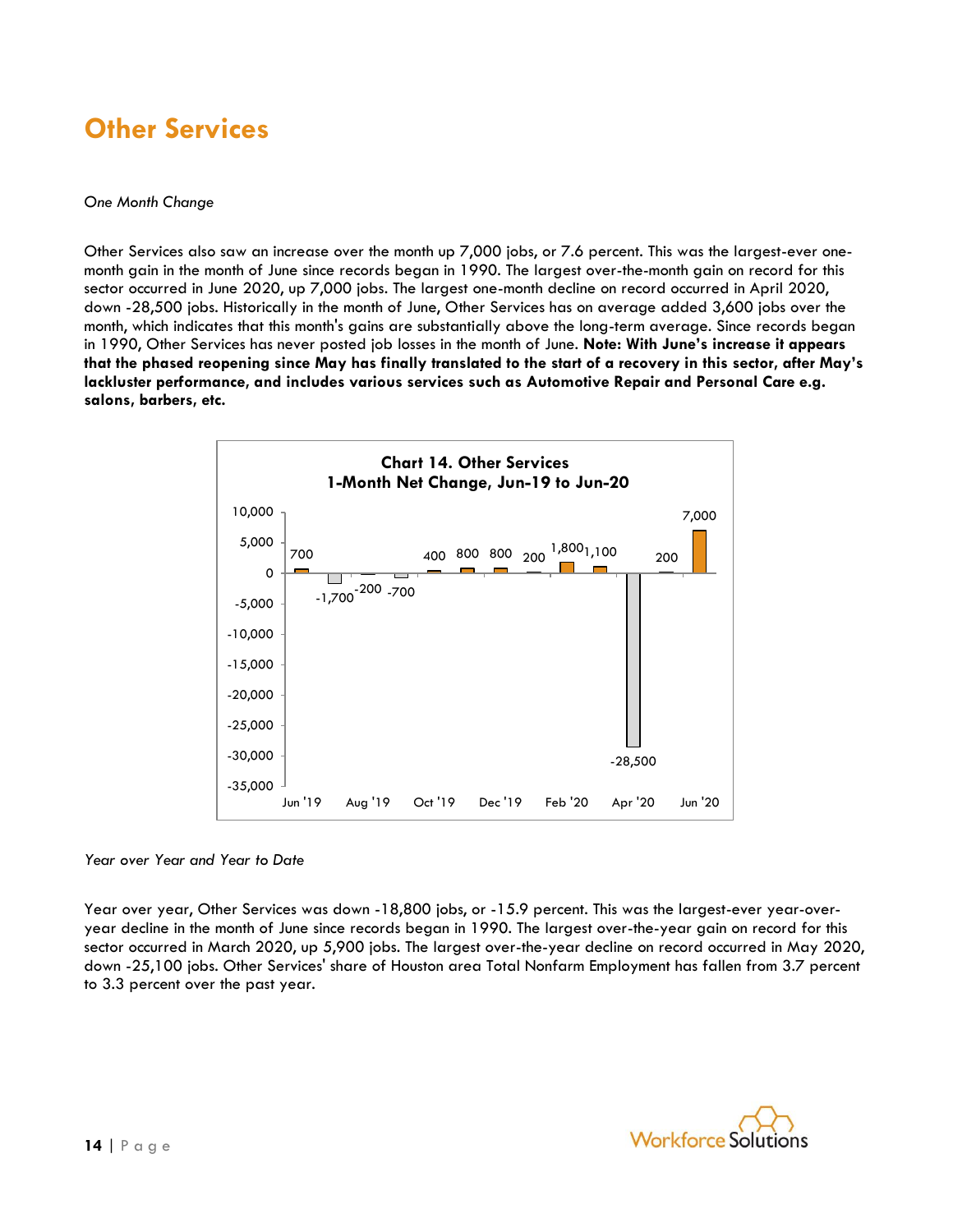# Other Services

*One Month Change*

Other Services also saw an increase over the month up 7,000 jobs, or 7.6 percent. This was the largest-ever one-month gain in the month of June since records began in 1990. The largest over-the-month gain on record for this sector occurred in June 2020, up 7,000 jobs. The largest one-month decline on record occurred in April 2020, down -28,500 jobs. Historically in the month of June, Other Services has on average added 3,600 jobs over the month, which indicates that this month's gains are substantially above the long-term average. Since records began in 1990, Other Services has never posted job losses in the month of June. **Note: With June's increase it appears that the phased reopening since May has finally translated to the start of a recovery in this sector, after May's lackluster performance, and includes various services such as Automotive Repair and Personal Care e.g. salons, barbers, etc.**

**Chart 14. Other Services**
**1-Month Net Change, Jun-19 to Jun-20**

| Month | Net Change |
|---|---|
| Jun '19 | 700 |
| Jul '19 | -1,700 |
| Aug '19 | -200 |
| Sep '19 | -700 |
| Oct '19 | 400 |
| Nov '19 | 800 |
| Dec '19 | 800 |
| Jan '20 | 200 |
| Feb '20 | 1,800 |
| Mar '20 | 1,100 |
| Apr '20 | -28,500 |
| May '20 | 200 |
| Jun '20 | 7,000 |

*Year over Year and Year to Date*

Year over year, Other Services was down -18,800 jobs, or -15.9 percent. This was the largest-ever year-over-year decline in the month of June since records began in 1990. The largest over-the-year gain on record for this sector occurred in March 2020, up 5,900 jobs. The largest over-the-year decline on record occurred in May 2020, down -25,100 jobs. Other Services' share of Houston area Total Nonfarm Employment has fallen from 3.7 percent to 3.3 percent over the past year.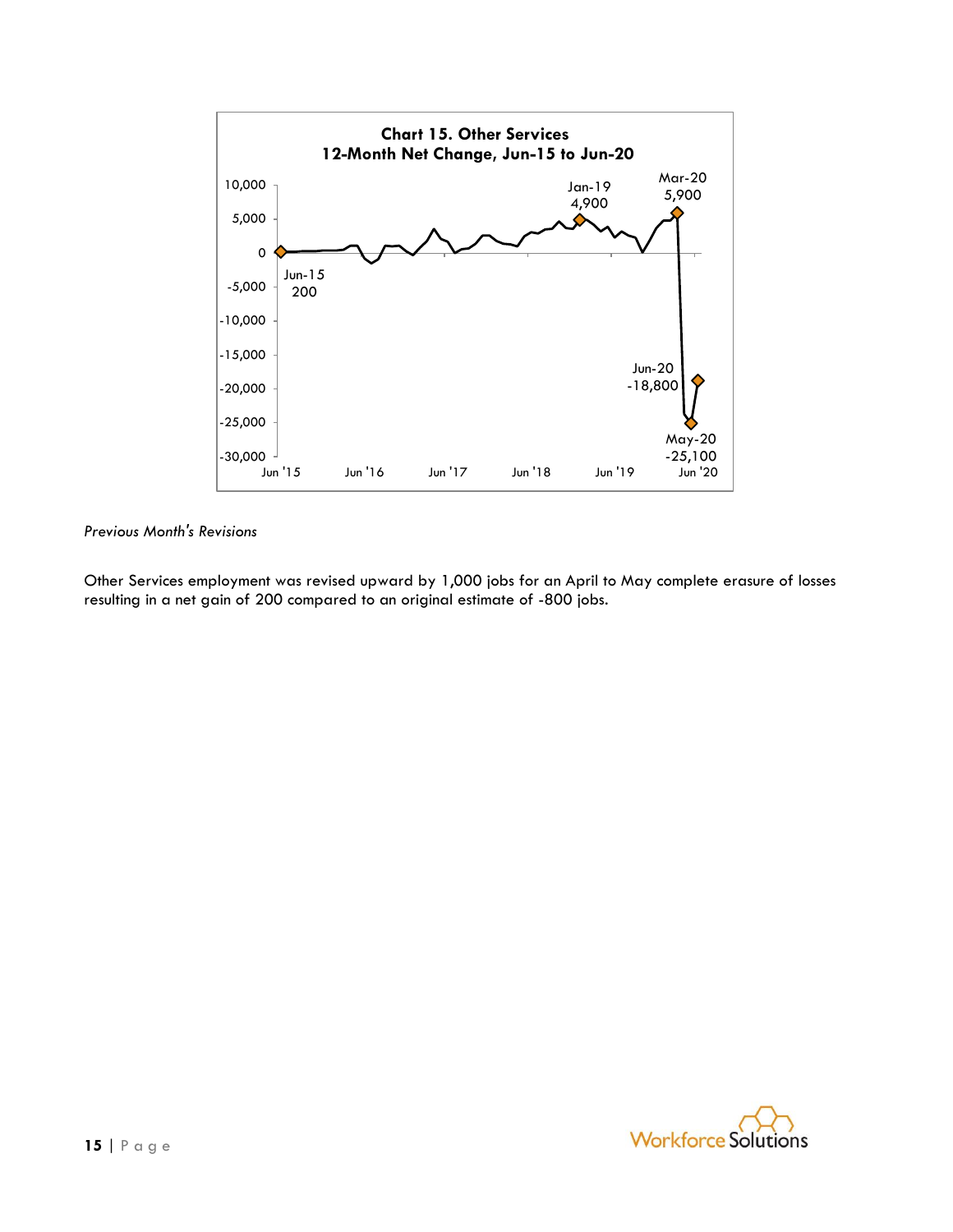**Chart 15. Other Services**
**12-Month Net Change, Jun-15 to Jun-20**

*Previous Month's Revisions*

Other Services employment was revised upward by 1,000 jobs for an April to May complete erasure of losses resulting in a net gain of 200 compared to an original estimate of -800 jobs.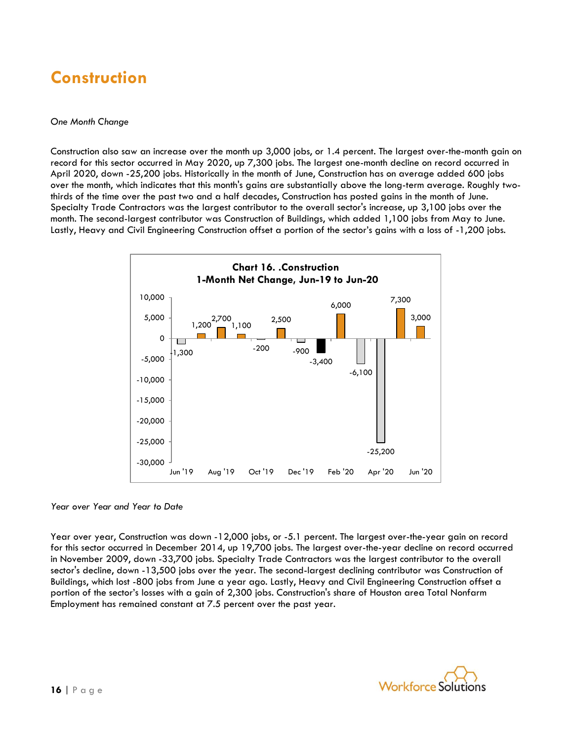# Construction

*One Month Change*

Construction also saw an increase over the month up 3,000 jobs, or 1.4 percent. The largest over-the-month gain on record for this sector occurred in May 2020, up 7,300 jobs. The largest one-month decline on record occurred in April 2020, down -25,200 jobs. Historically in the month of June, Construction has on average added 600 jobs over the month, which indicates that this month's gains are substantially above the long-term average. Roughly two-thirds of the time over the past two and a half decades, Construction has posted gains in the month of June. Specialty Trade Contractors was the largest contributor to the overall sector's increase, up 3,100 jobs over the month. The second-largest contributor was Construction of Buildings, which added 1,100 jobs from May to June. Lastly, Heavy and Civil Engineering Construction offset a portion of the sector's gains with a loss of -1,200 jobs.

**Chart 16. .Construction**
**1-Month Net Change, Jun-19 to Jun-20**

| Month | Net Change |
| --- | --- |
| Jun '19 | -1,300 |
| Jul '19 | 1,200 |
| Aug '19 | 2,700 |
| Sep '19 | 1,100 |
| Oct '19 | -200 |
| Nov '19 | 2,500 |
| Dec '19 | -900 |
| Jan '20 | -3,400 |
| Feb '20 | 6,000 |
| Mar '20 | -6,100 |
| Apr '20 | -25,200 |
| May '20 | 7,300 |
| Jun '20 | 3,000 |

*Year over Year and Year to Date*

Year over year, Construction was down -12,000 jobs, or -5.1 percent. The largest over-the-year gain on record for this sector occurred in December 2014, up 19,700 jobs. The largest over-the-year decline on record occurred in November 2009, down -33,700 jobs. Specialty Trade Contractors was the largest contributor to the overall sector's decline, down -13,500 jobs over the year. The second-largest declining contributor was Construction of Buildings, which lost -800 jobs from June a year ago. Lastly, Heavy and Civil Engineering Construction offset a portion of the sector's losses with a gain of 2,300 jobs. Construction's share of Houston area Total Nonfarm Employment has remained constant at 7.5 percent over the past year.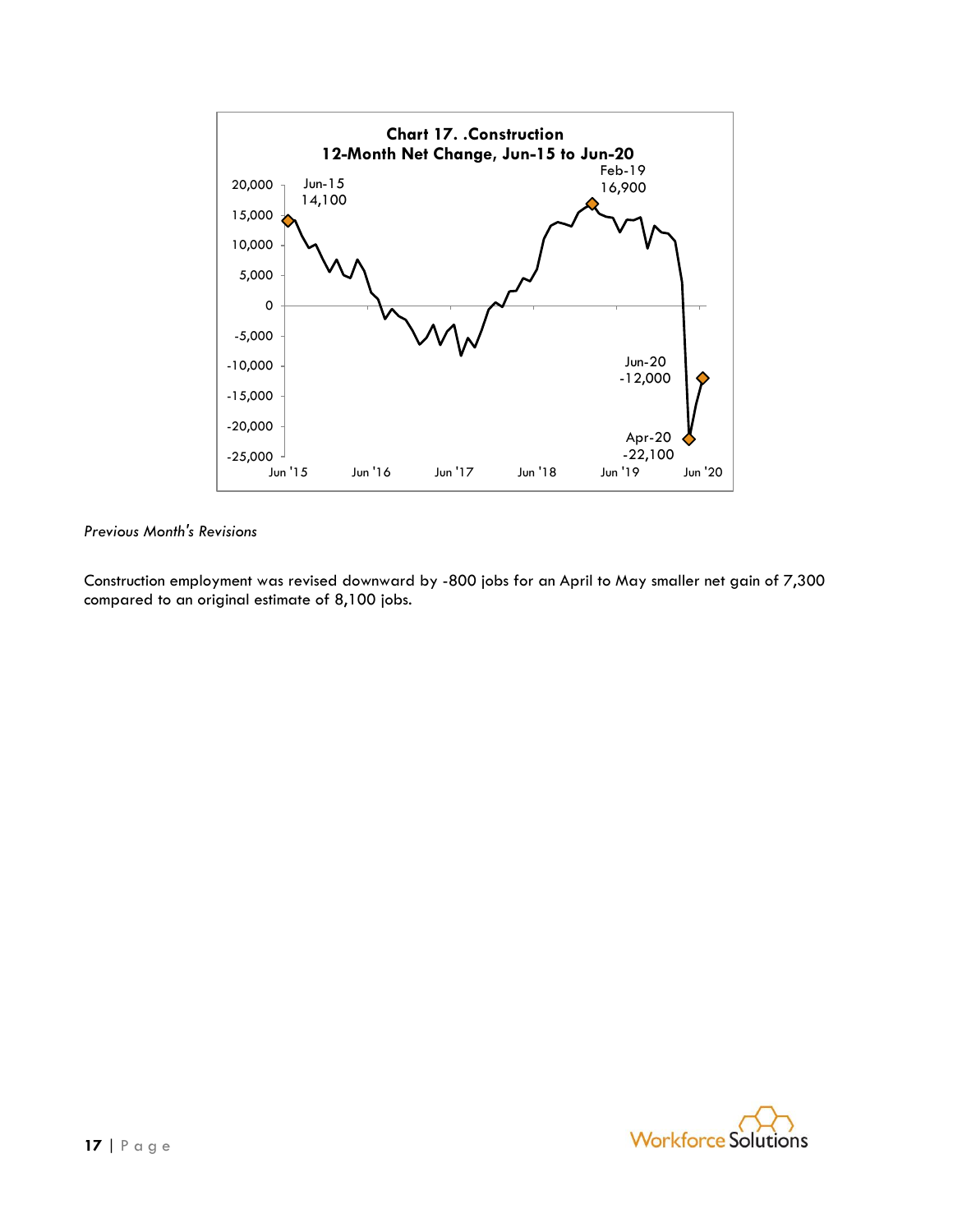Chart 17. .Construction
12-Month Net Change, Jun-15 to Jun-20

*Previous Month's Revisions*

Construction employment was revised downward by -800 jobs for an April to May smaller net gain of 7,300 compared to an original estimate of 8,100 jobs.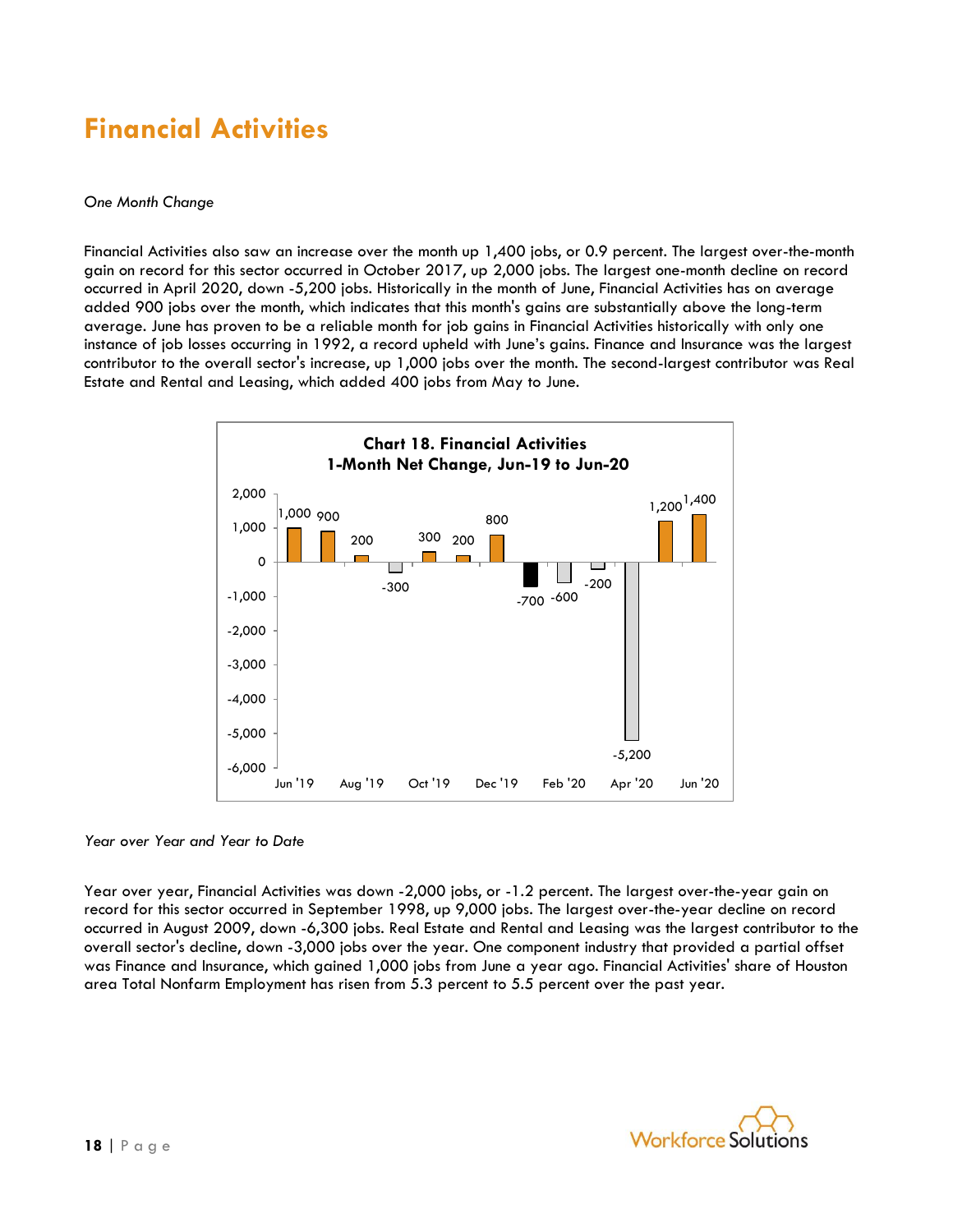# Financial Activities

*One Month Change*

Financial Activities also saw an increase over the month up 1,400 jobs, or 0.9 percent. The largest over-the-month gain on record for this sector occurred in October 2017, up 2,000 jobs. The largest one-month decline on record occurred in April 2020, down -5,200 jobs. Historically in the month of June, Financial Activities has on average added 900 jobs over the month, which indicates that this month's gains are substantially above the long-term average. June has proven to be a reliable month for job gains in Financial Activities historically with only one instance of job losses occurring in 1992, a record upheld with June's gains. Finance and Insurance was the largest contributor to the overall sector's increase, up 1,000 jobs over the month. The second-largest contributor was Real Estate and Rental and Leasing, which added 400 jobs from May to June.

**Chart 18. Financial Activities**
**1-Month Net Change, Jun-19 to Jun-20**

*Year over Year and Year to Date*

Year over year, Financial Activities was down -2,000 jobs, or -1.2 percent. The largest over-the-year gain on record for this sector occurred in September 1998, up 9,000 jobs. The largest over-the-year decline on record occurred in August 2009, down -6,300 jobs. Real Estate and Rental and Leasing was the largest contributor to the overall sector's decline, down -3,000 jobs over the year. One component industry that provided a partial offset was Finance and Insurance, which gained 1,000 jobs from June a year ago. Financial Activities' share of Houston area Total Nonfarm Employment has risen from 5.3 percent to 5.5 percent over the past year.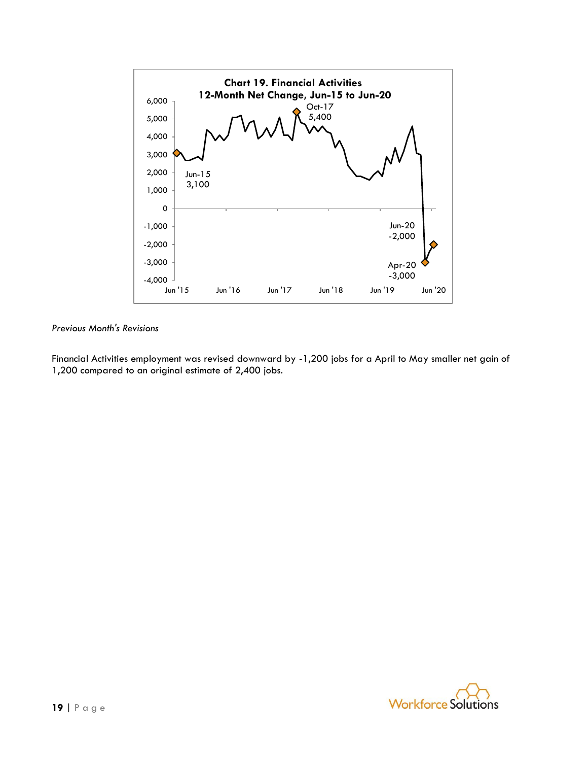**Chart 19. Financial Activities**
**12-Month Net Change, Jun-15 to Jun-20**

*Previous Month's Revisions*

Financial Activities employment was revised downward by -1,200 jobs for a April to May smaller net gain of 1,200 compared to an original estimate of 2,400 jobs.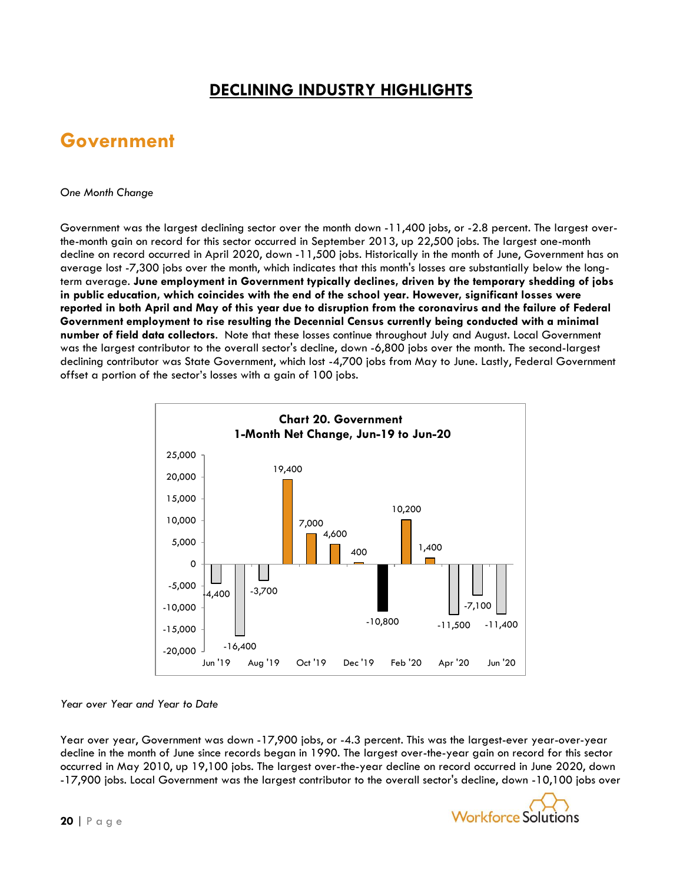# DECLINING INDUSTRY HIGHLIGHTS

## Government

*One Month Change*

Government was the largest declining sector over the month down -11,400 jobs, or -2.8 percent. The largest over-the-month gain on record for this sector occurred in September 2013, up 22,500 jobs. The largest one-month decline on record occurred in April 2020, down -11,500 jobs. Historically in the month of June, Government has on average lost -7,300 jobs over the month, which indicates that this month's losses are substantially below the long-term average. **June employment in Government typically declines, driven by the temporary shedding of jobs in public education, which coincides with the end of the school year. However, significant losses were reported in both April and May of this year due to disruption from the coronavirus and the failure of Federal Government employment to rise resulting the Decennial Census currently being conducted with a minimal number of field data collectors.** Note that these losses continue throughout July and August. Local Government was the largest contributor to the overall sector's decline, down -6,800 jobs over the month. The second-largest declining contributor was State Government, which lost -4,700 jobs from May to June. Lastly, Federal Government offset a portion of the sector's losses with a gain of 100 jobs.

**Chart 20. Government 1-Month Net Change, Jun-19 to Jun-20**

| Month | Net Change |
|---|---|
| Jun '19 | -4,400 |
| Jul '19 | -16,400 |
| Aug '19 | -3,700 |
| Sep '19 | 19,400 |
| Oct '19 | 7,000 |
| Nov '19 | 4,600 |
| Dec '19 | 400 |
| Jan '20 | -10,800 |
| Feb '20 | 10,200 |
| Mar '20 | 1,400 |
| Apr '20 | -11,500 |
| May '20 | -7,100 |
| Jun '20 | -11,400 |

*Year over Year and Year to Date*

Year over year, Government was down -17,900 jobs, or -4.3 percent. This was the largest-ever year-over-year decline in the month of June since records began in 1990. The largest over-the-year gain on record for this sector occurred in May 2010, up 19,100 jobs. The largest over-the-year decline on record occurred in June 2020, down -17,900 jobs. Local Government was the largest contributor to the overall sector's decline, down -10,100 jobs over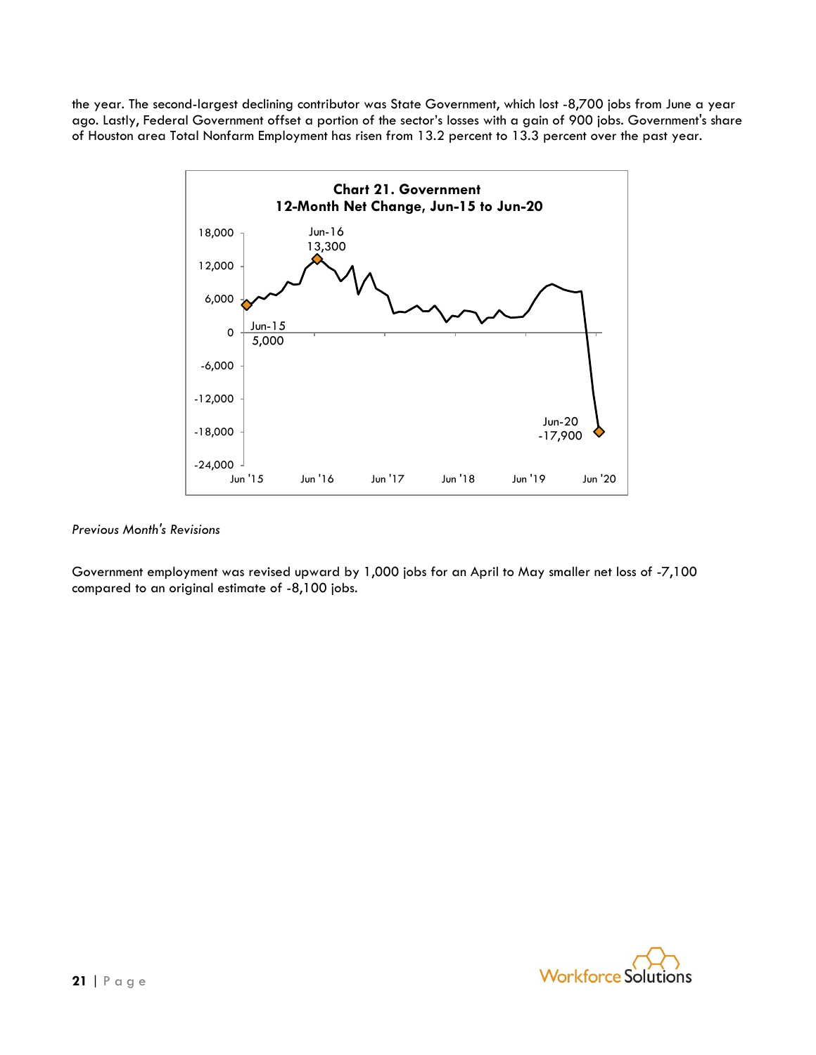the year. The second-largest declining contributor was State Government, which lost -8,700 jobs from June a year ago. Lastly, Federal Government offset a portion of the sector's losses with a gain of 900 jobs. Government's share of Houston area Total Nonfarm Employment has risen from 13.2 percent to 13.3 percent over the past year.

**Chart 21. Government**
**12-Month Net Change, Jun-15 to Jun-20**

*Previous Month's Revisions*

Government employment was revised upward by 1,000 jobs for an April to May smaller net loss of -7,100 compared to an original estimate of -8,100 jobs.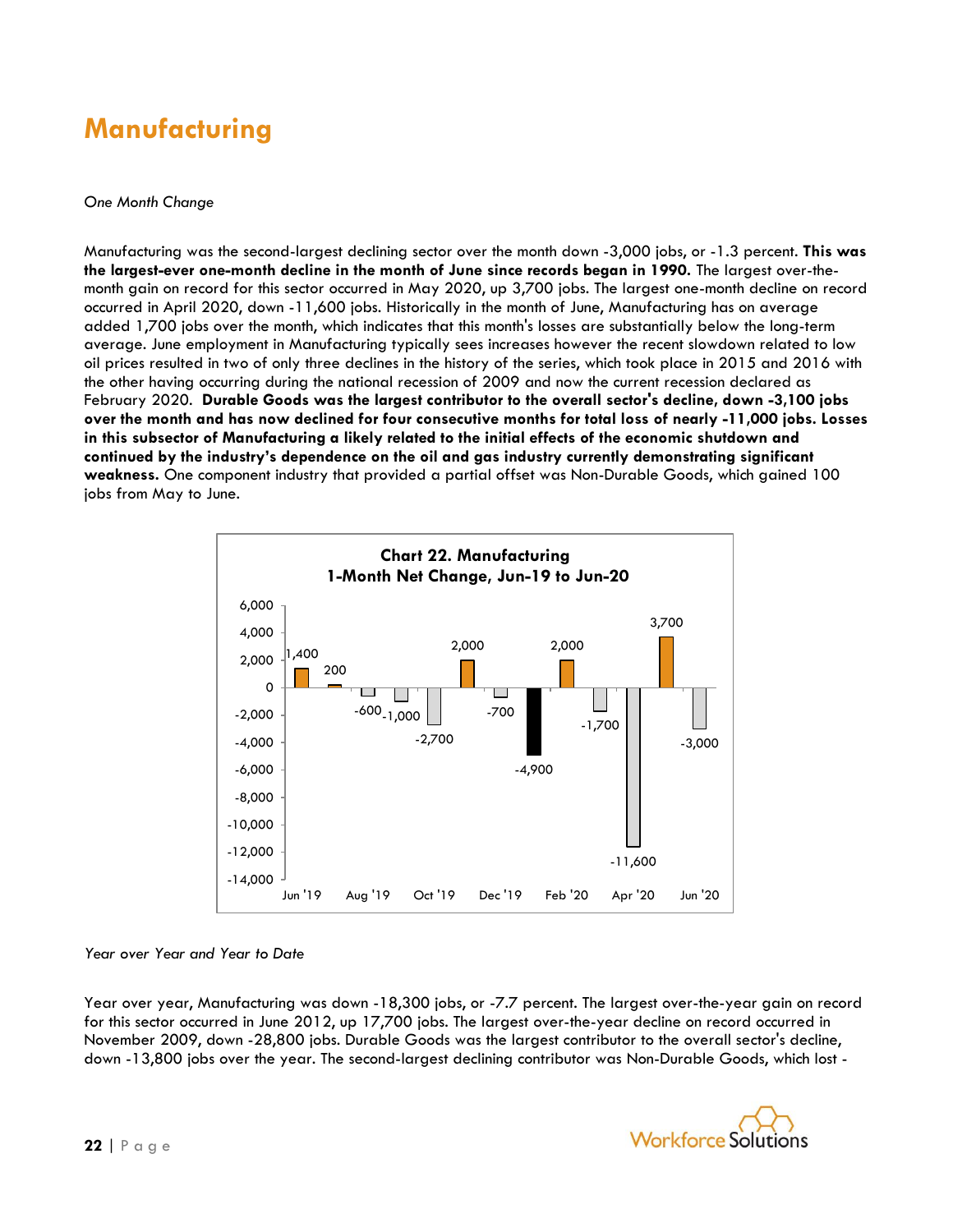# Manufacturing

*One Month Change*

Manufacturing was the second-largest declining sector over the month down -3,000 jobs, or -1.3 percent. **This was the largest-ever one-month decline in the month of June since records began in 1990.** The largest over-the-month gain on record for this sector occurred in May 2020, up 3,700 jobs. The largest one-month decline on record occurred in April 2020, down -11,600 jobs. Historically in the month of June, Manufacturing has on average added 1,700 jobs over the month, which indicates that this month's losses are substantially below the long-term average. June employment in Manufacturing typically sees increases however the recent slowdown related to low oil prices resulted in two of only three declines in the history of the series, which took place in 2015 and 2016 with the other having occurring during the national recession of 2009 and now the current recession declared as February 2020. **Durable Goods was the largest contributor to the overall sector's decline, down -3,100 jobs over the month and has now declined for four consecutive months for total loss of nearly -11,000 jobs. Losses in this subsector of Manufacturing a likely related to the initial effects of the economic shutdown and continued by the industry's dependence on the oil and gas industry currently demonstrating significant weakness.** One component industry that provided a partial offset was Non-Durable Goods, which gained 100 jobs from May to June.

**Chart 22. Manufacturing**
**1-Month Net Change, Jun-19 to Jun-20**

| Month | Net Change |
|---|---|
| Jun '19 | 1,400 |
| Jul '19 | 200 |
| Aug '19 | -600 |
| Sep '19 | -1,000 |
| Oct '19 | -2,700 |
| Nov '19 | 2,000 |
| Dec '19 | -700 |
| Jan '20 | -4,900 |
| Feb '20 | 2,000 |
| Mar '20 | -1,700 |
| Apr '20 | -11,600 |
| May '20 | 3,700 |
| Jun '20 | -3,000 |

*Year over Year and Year to Date*

Year over year, Manufacturing was down -18,300 jobs, or -7.7 percent. The largest over-the-year gain on record for this sector occurred in June 2012, up 17,700 jobs. The largest over-the-year decline on record occurred in November 2009, down -28,800 jobs. Durable Goods was the largest contributor to the overall sector's decline, down -13,800 jobs over the year. The second-largest declining contributor was Non-Durable Goods, which lost -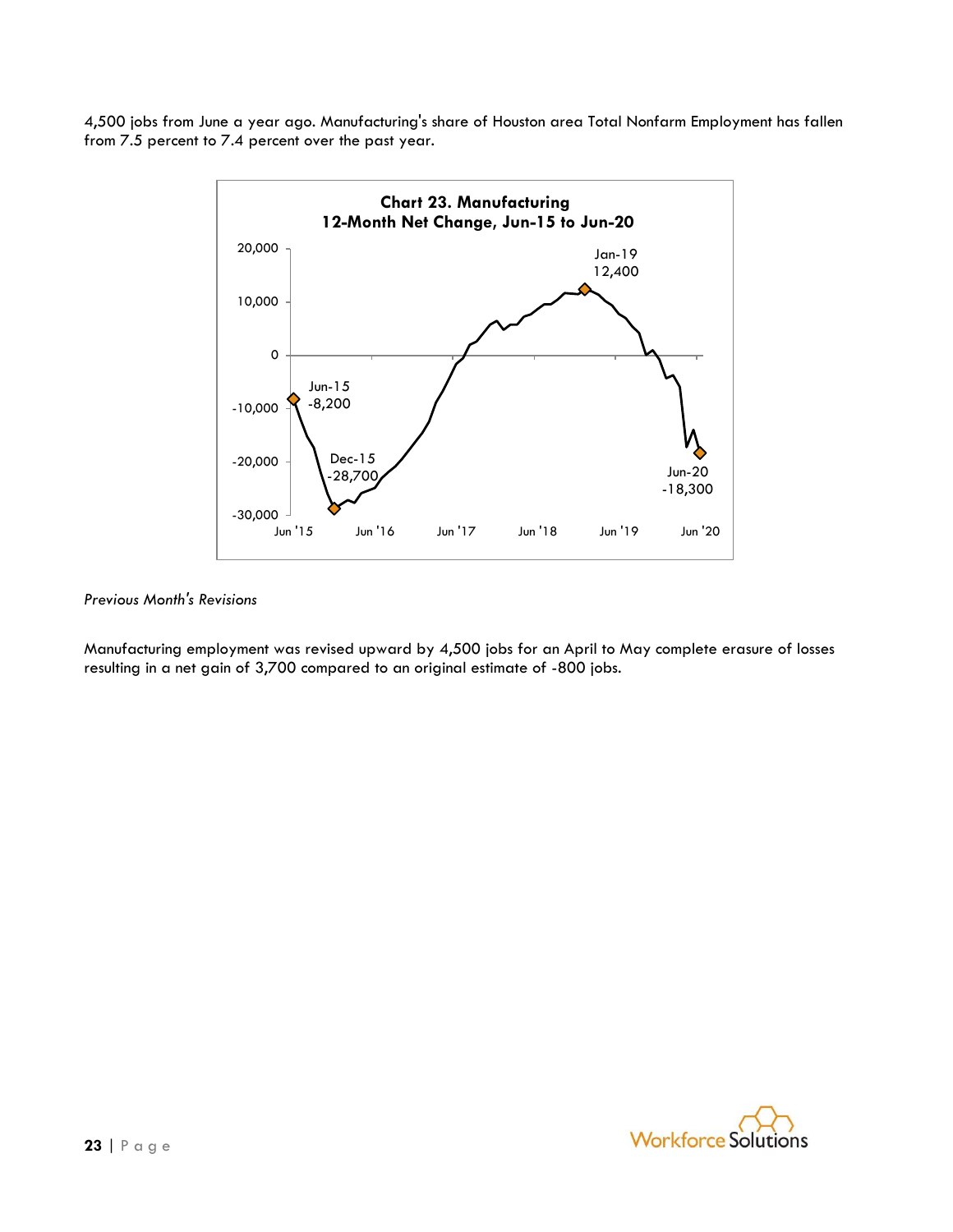4,500 jobs from June a year ago. Manufacturing's share of Houston area Total Nonfarm Employment has fallen from 7.5 percent to 7.4 percent over the past year.

**Chart 23. Manufacturing**
**12-Month Net Change, Jun-15 to Jun-20**

*Previous Month's Revisions*

Manufacturing employment was revised upward by 4,500 jobs for an April to May complete erasure of losses resulting in a net gain of 3,700 compared to an original estimate of -800 jobs.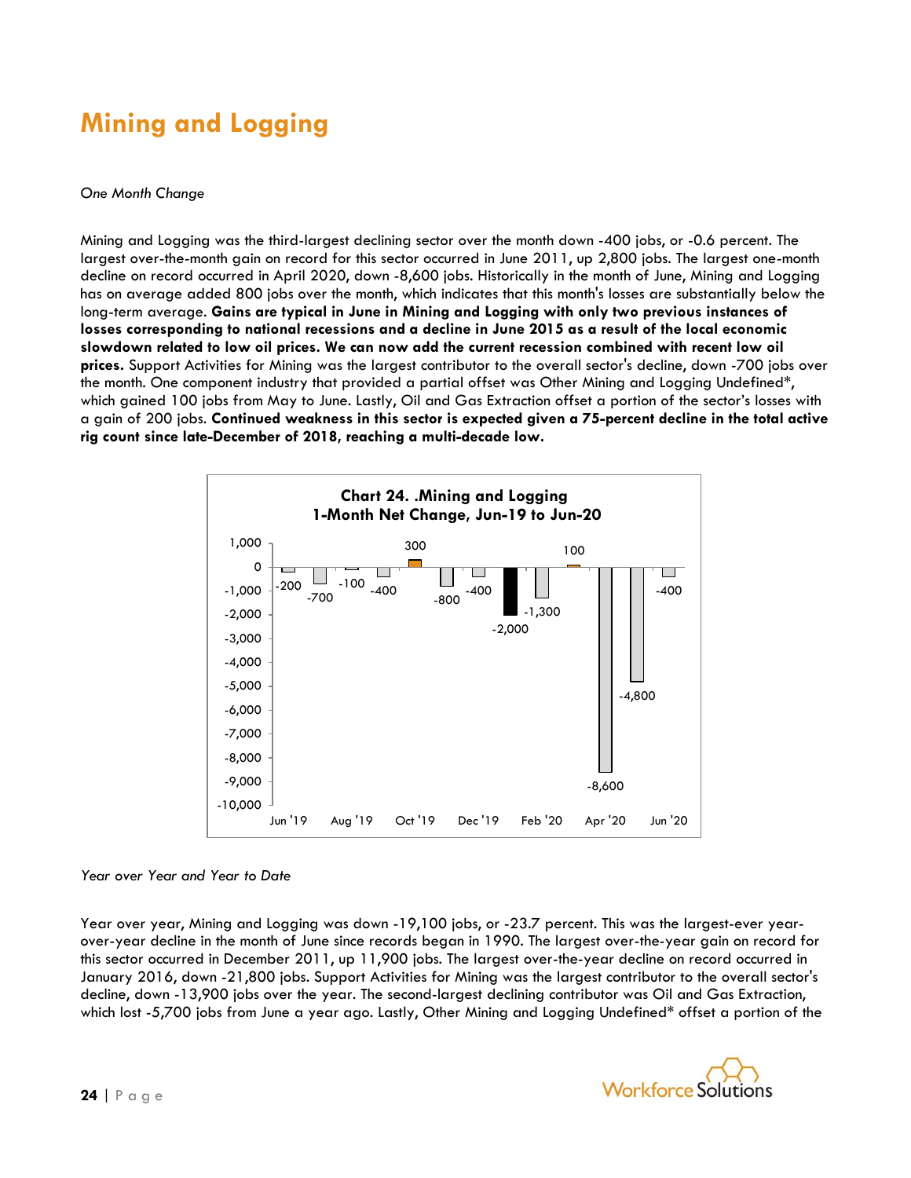# Mining and Logging

*One Month Change*

Mining and Logging was the third-largest declining sector over the month down -400 jobs, or -0.6 percent. The largest over-the-month gain on record for this sector occurred in June 2011, up 2,800 jobs. The largest one-month decline on record occurred in April 2020, down -8,600 jobs. Historically in the month of June, Mining and Logging has on average added 800 jobs over the month, which indicates that this month's losses are substantially below the long-term average. **Gains are typical in June in Mining and Logging with only two previous instances of losses corresponding to national recessions and a decline in June 2015 as a result of the local economic slowdown related to low oil prices. We can now add the current recession combined with recent low oil prices.** Support Activities for Mining was the largest contributor to the overall sector's decline, down -700 jobs over the month. One component industry that provided a partial offset was Other Mining and Logging Undefined*, which gained 100 jobs from May to June. Lastly, Oil and Gas Extraction offset a portion of the sector's losses with a gain of 200 jobs. **Continued weakness in this sector is expected given a 75-percent decline in the total active rig count since late-December of 2018, reaching a multi-decade low.**

**Chart 24. .Mining and Logging**
**1-Month Net Change, Jun-19 to Jun-20**

| Month | Net Change |
|---|---|
| Jun '19 | -200 |
| Jul '19 | -700 |
| Aug '19 | -100 |
| Sep '19 | -400 |
| Oct '19 | 300 |
| Nov '19 | -800 |
| Dec '19 | -400 |
| Jan '20 | -2,000 |
| Feb '20 | -1,300 |
| Mar '20 | 100 |
| Apr '20 | -8,600 |
| May '20 | -4,800 |
| Jun '20 | -400 |

*Year over Year and Year to Date*

Year over year, Mining and Logging was down -19,100 jobs, or -23.7 percent. This was the largest-ever year-over-year decline in the month of June since records began in 1990. The largest over-the-year gain on record for this sector occurred in December 2011, up 11,900 jobs. The largest over-the-year decline on record occurred in January 2016, down -21,800 jobs. Support Activities for Mining was the largest contributor to the overall sector's decline, down -13,900 jobs over the year. The second-largest declining contributor was Oil and Gas Extraction, which lost -5,700 jobs from June a year ago. Lastly, Other Mining and Logging Undefined* offset a portion of the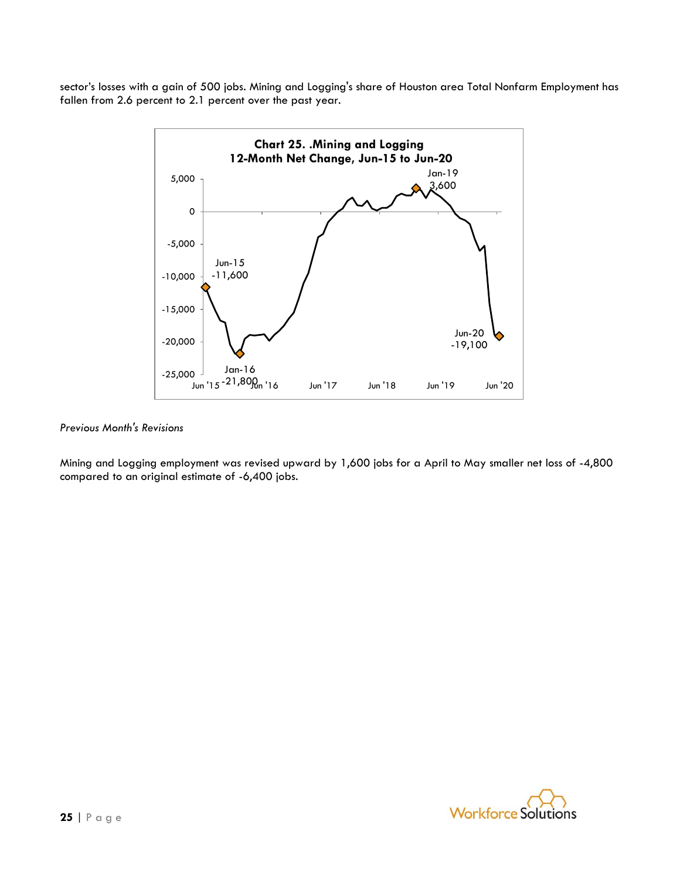sector's losses with a gain of 500 jobs. Mining and Logging's share of Houston area Total Nonfarm Employment has fallen from 2.6 percent to 2.1 percent over the past year.

**Chart 25. .Mining and Logging**
**12-Month Net Change, Jun-15 to Jun-20**

*Previous Month's Revisions*

Mining and Logging employment was revised upward by 1,600 jobs for a April to May smaller net loss of -4,800 compared to an original estimate of -6,400 jobs.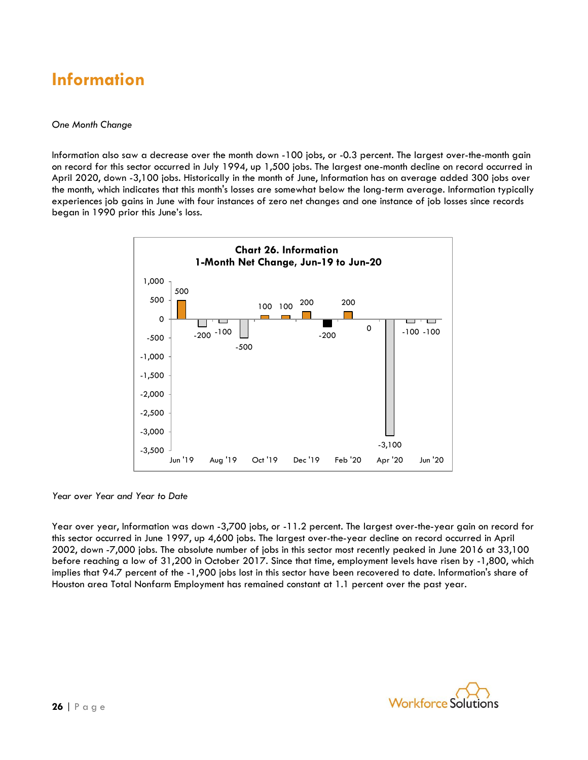# Information

*One Month Change*

Information also saw a decrease over the month down -100 jobs, or -0.3 percent. The largest over-the-month gain on record for this sector occurred in July 1994, up 1,500 jobs. The largest one-month decline on record occurred in April 2020, down -3,100 jobs. Historically in the month of June, Information has on average added 300 jobs over the month, which indicates that this month's losses are somewhat below the long-term average. Information typically experiences job gains in June with four instances of zero net changes and one instance of job losses since records began in 1990 prior this June's loss.

**Chart 26. Information**
**1-Month Net Change, Jun-19 to Jun-20**

| Month | Net Change |
|---|---|
| Jun '19 | 500 |
| Jul '19 | -200 |
| Aug '19 | -100 |
| Sep '19 | -500 |
| Oct '19 | 100 |
| Nov '19 | 100 |
| Dec '19 | 200 |
| Jan '20 | -200 |
| Feb '20 | 200 |
| Mar '20 | 0 |
| Apr '20 | -3,100 |
| May '20 | -100 |
| Jun '20 | -100 |

*Year over Year and Year to Date*

Year over year, Information was down -3,700 jobs, or -11.2 percent. The largest over-the-year gain on record for this sector occurred in June 1997, up 4,600 jobs. The largest over-the-year decline on record occurred in April 2002, down -7,000 jobs. The absolute number of jobs in this sector most recently peaked in June 2016 at 33,100 before reaching a low of 31,200 in October 2017. Since that time, employment levels have risen by -1,800, which implies that 94.7 percent of the -1,900 jobs lost in this sector have been recovered to date. Information's share of Houston area Total Nonfarm Employment has remained constant at 1.1 percent over the past year.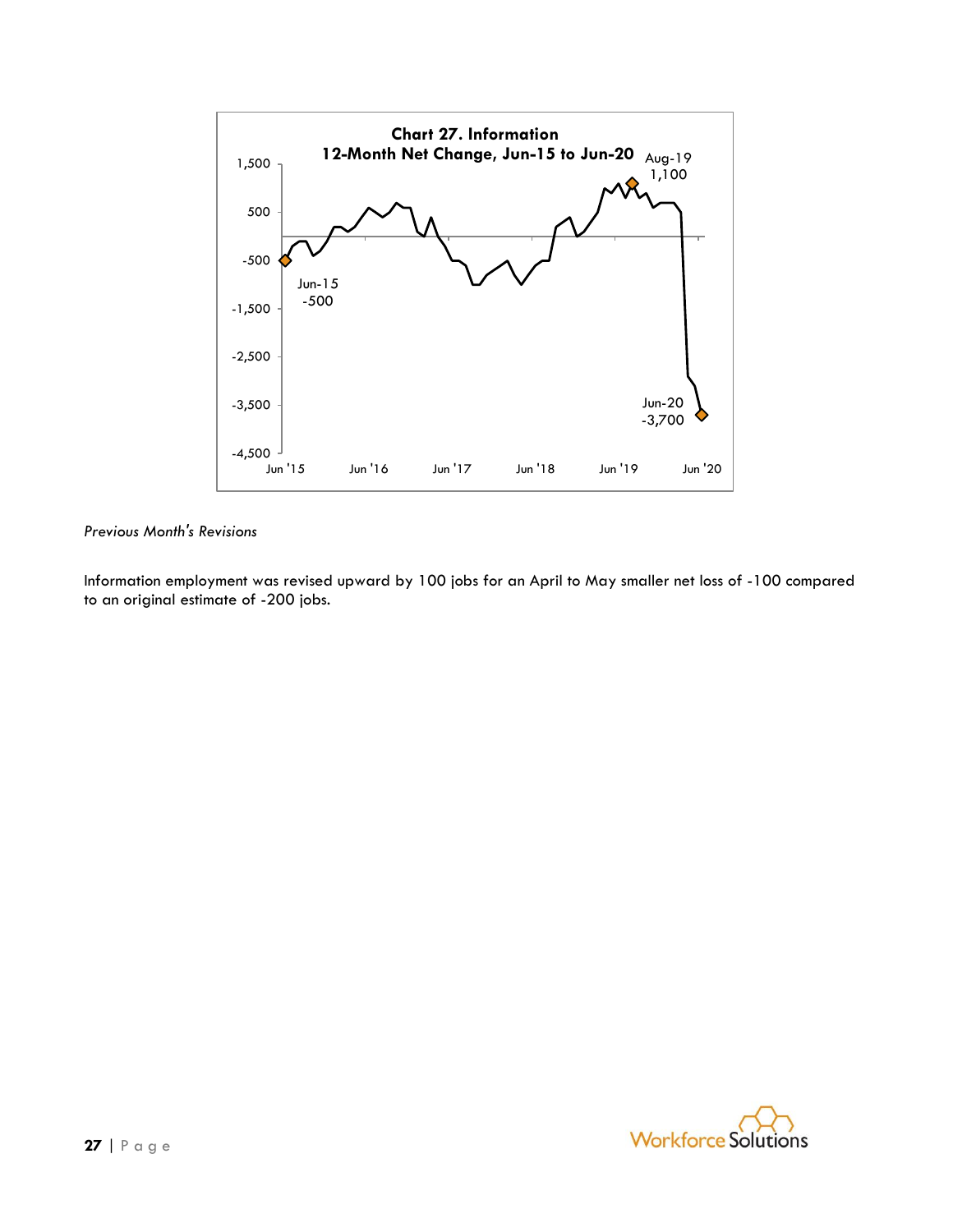**Chart 27. Information**
**12-Month Net Change, Jun-15 to Jun-20**

*Previous Month's Revisions*

Information employment was revised upward by 100 jobs for an April to May smaller net loss of -100 compared to an original estimate of -200 jobs.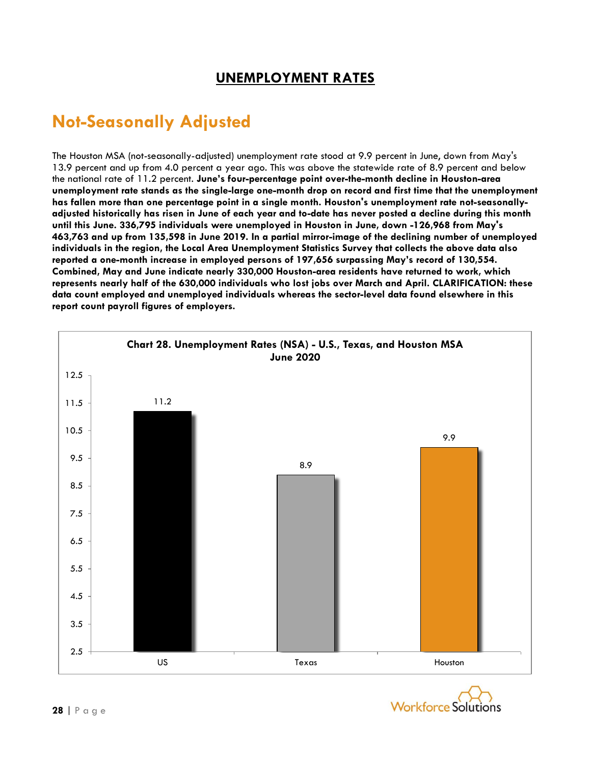## UNEMPLOYMENT RATES

# Not-Seasonally Adjusted

The Houston MSA (not-seasonally-adjusted) unemployment rate stood at 9.9 percent in June, down from May's 13.9 percent and up from 4.0 percent a year ago. This was above the statewide rate of 8.9 percent and below the national rate of 11.2 percent. **June's four-percentage point over-the-month decline in Houston-area unemployment rate stands as the single-large one-month drop on record and first time that the unemployment has fallen more than one percentage point in a single month. Houston's unemployment rate not-seasonally-adjusted historically has risen in June of each year and to-date has never posted a decline during this month until this June. 336,795 individuals were unemployed in Houston in June, down -126,968 from May's 463,763 and up from 135,598 in June 2019. In a partial mirror-image of the declining number of unemployed individuals in the region, the Local Area Unemployment Statistics Survey that collects the above data also reported a one-month increase in employed persons of 197,656 surpassing May's record of 130,554. Combined, May and June indicate nearly 330,000 Houston-area residents have returned to work, which represents nearly half of the 630,000 individuals who lost jobs over March and April. CLARIFICATION: these data count employed and unemployed individuals whereas the sector-level data found elsewhere in this report count payroll figures of employers.**

**Chart 28. Unemployment Rates (NSA) - U.S., Texas, and Houston MSA June 2020**

| | US | Texas | Houston |
|---|---|---|---|
| Unemployment Rate | 11.2 | 8.9 | 9.9 |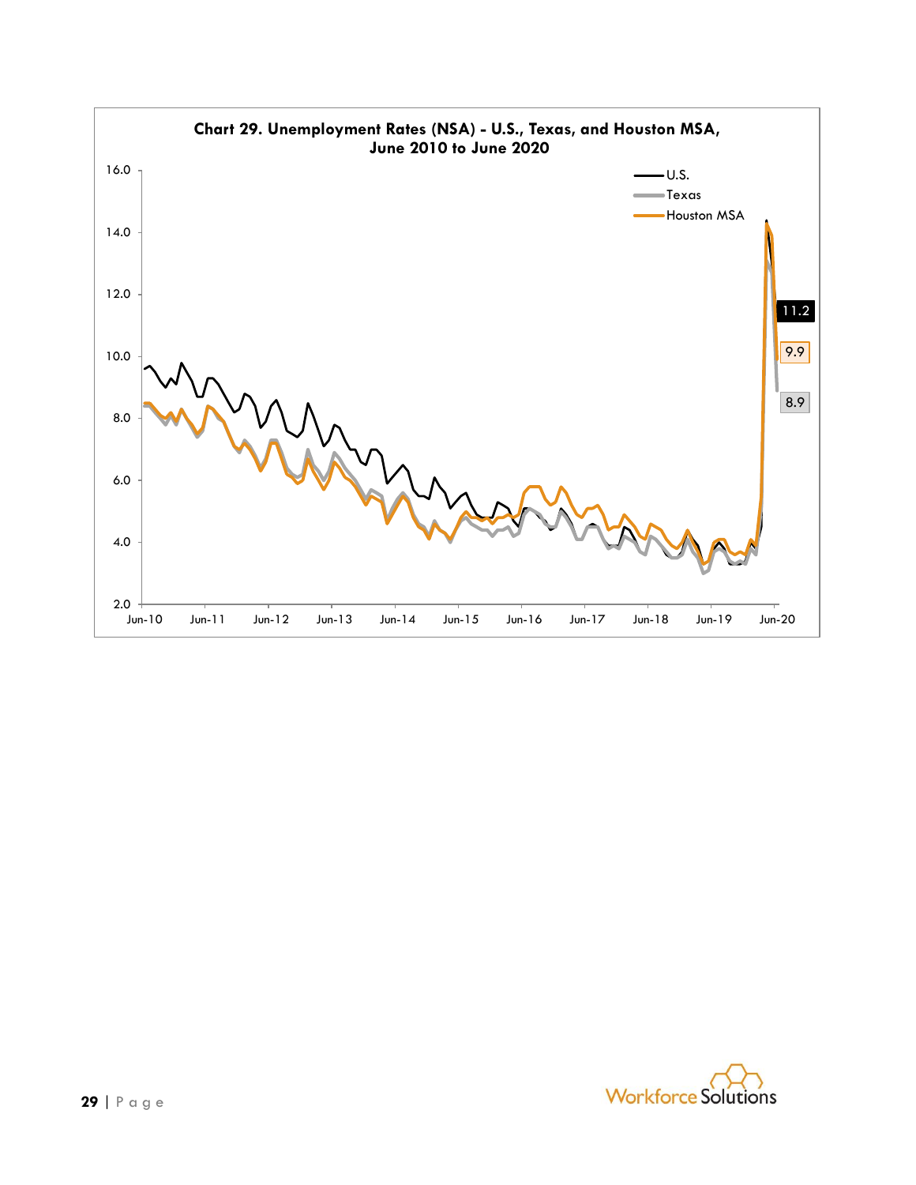**Chart 29. Unemployment Rates (NSA) - U.S., Texas, and Houston MSA, June 2010 to June 2020**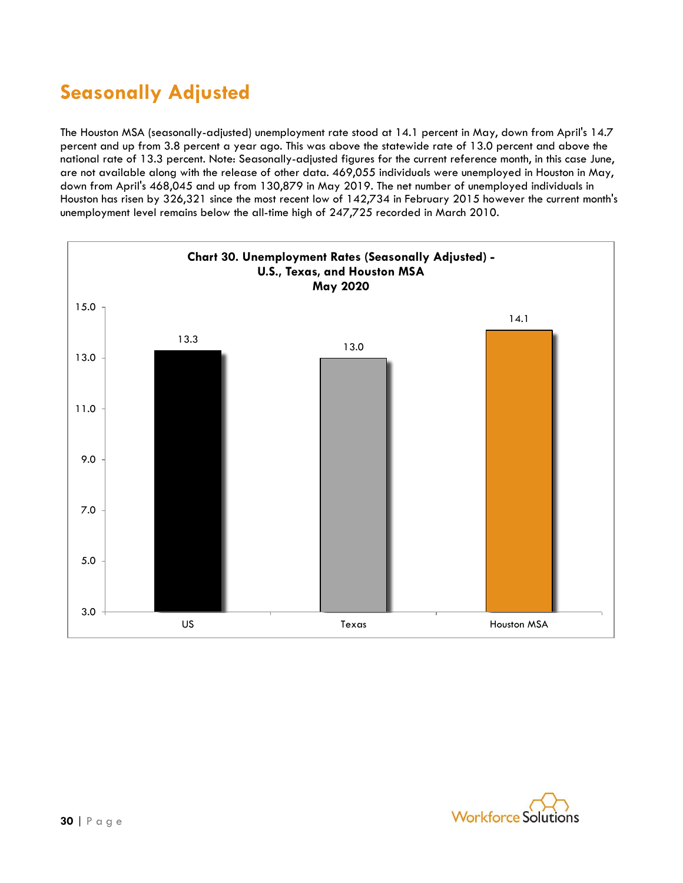## Seasonally Adjusted

The Houston MSA (seasonally-adjusted) unemployment rate stood at 14.1 percent in May, down from April's 14.7 percent and up from 3.8 percent a year ago. This was above the statewide rate of 13.0 percent and above the national rate of 13.3 percent. Note: Seasonally-adjusted figures for the current reference month, in this case June, are not available along with the release of other data. 469,055 individuals were unemployed in Houston in May, down from April's 468,045 and up from 130,879 in May 2019. The net number of unemployed individuals in Houston has risen by 326,321 since the most recent low of 142,734 in February 2015 however the current month's unemployment level remains below the all-time high of 247,725 recorded in March 2010.

**Chart 30. Unemployment Rates (Seasonally Adjusted) - U.S., Texas, and Houston MSA May 2020**

| | US | Texas | Houston MSA |
|---|---|---|---|
| Unemployment Rate | 13.3 | 13.0 | 14.1 |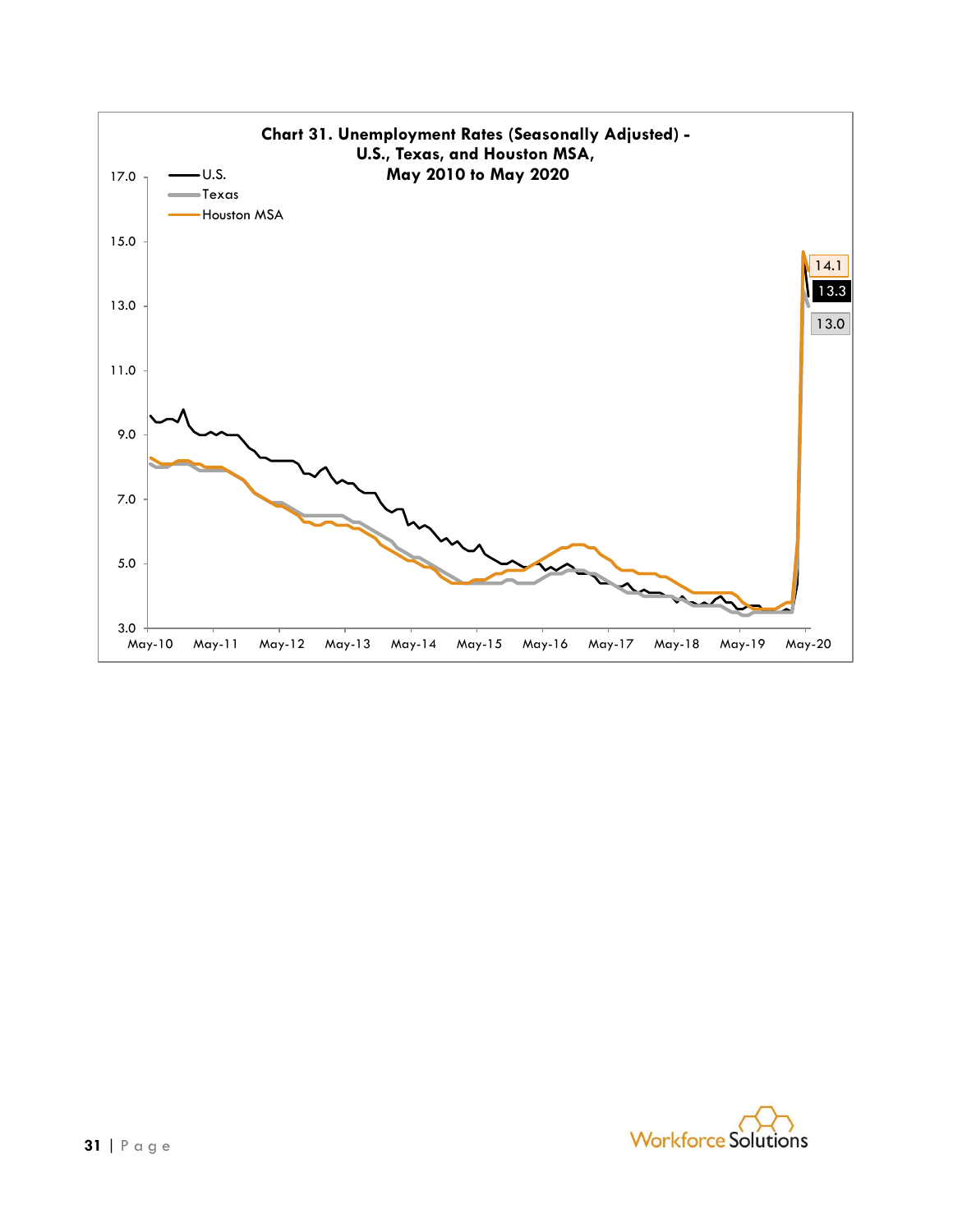**Chart 31. Unemployment Rates (Seasonally Adjusted) - U.S., Texas, and Houston MSA, May 2010 to May 2020**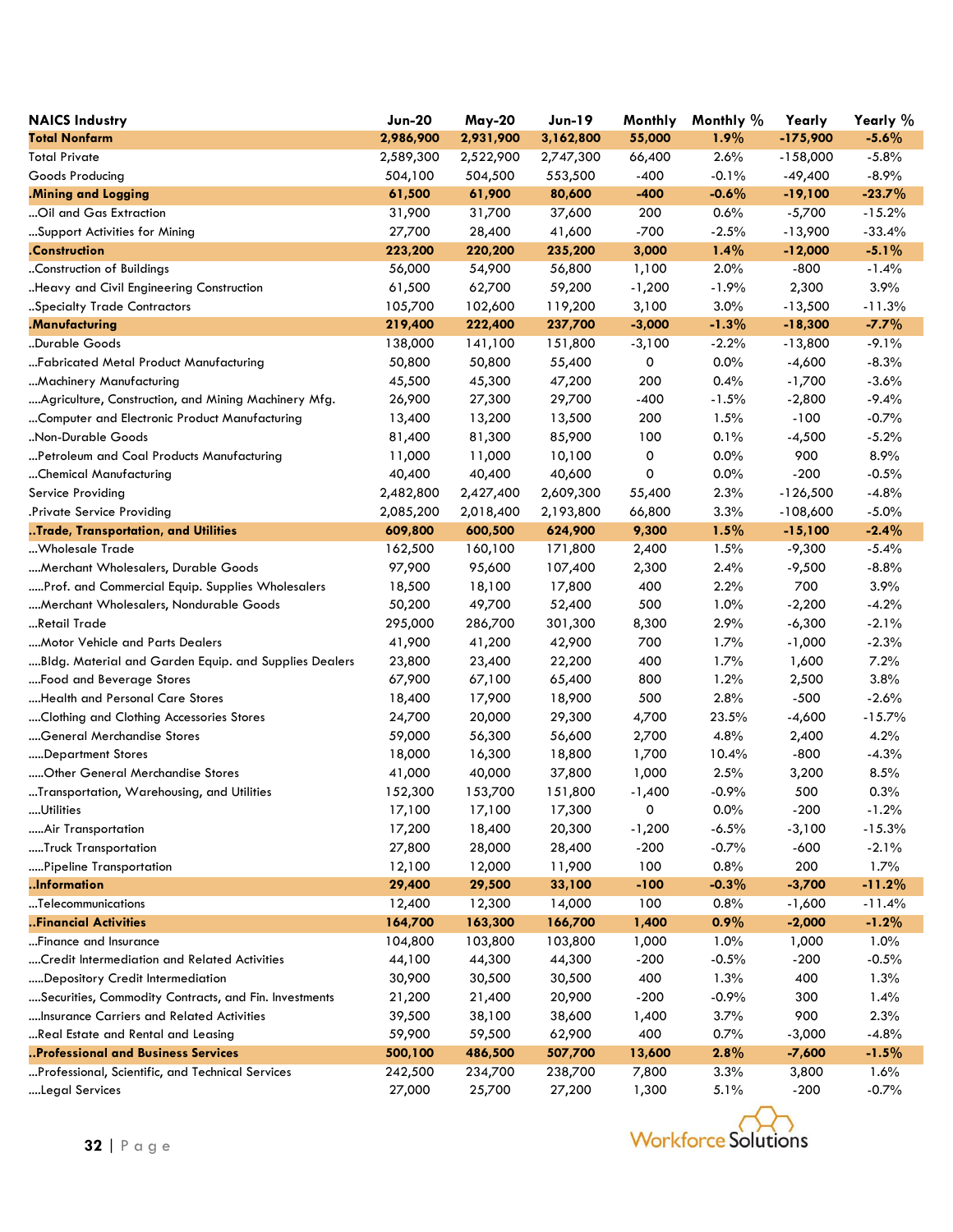| NAICS Industry | Jun-20 | May-20 | Jun-19 | Monthly | Monthly % | Yearly | Yearly % |
|---|---|---|---|---|---|---|---|
| **Total Nonfarm** | **2,986,900** | **2,931,900** | **3,162,800** | **55,000** | **1.9%** | **-175,900** | **-5.6%** |
| Total Private | 2,589,300 | 2,522,900 | 2,747,300 | 66,400 | 2.6% | -158,000 | -5.8% |
| Goods Producing | 504,100 | 504,500 | 553,500 | -400 | -0.1% | -49,400 | -8.9% |
| **.Mining and Logging** | **61,500** | **61,900** | **80,600** | **-400** | **-0.6%** | **-19,100** | **-23.7%** |
| ...Oil and Gas Extraction | 31,900 | 31,700 | 37,600 | 200 | 0.6% | -5,700 | -15.2% |
| ...Support Activities for Mining | 27,700 | 28,400 | 41,600 | -700 | -2.5% | -13,900 | -33.4% |
| **.Construction** | **223,200** | **220,200** | **235,200** | **3,000** | **1.4%** | **-12,000** | **-5.1%** |
| ..Construction of Buildings | 56,000 | 54,900 | 56,800 | 1,100 | 2.0% | -800 | -1.4% |
| ..Heavy and Civil Engineering Construction | 61,500 | 62,700 | 59,200 | -1,200 | -1.9% | 2,300 | 3.9% |
| ..Specialty Trade Contractors | 105,700 | 102,600 | 119,200 | 3,100 | 3.0% | -13,500 | -11.3% |
| **.Manufacturing** | **219,400** | **222,400** | **237,700** | **-3,000** | **-1.3%** | **-18,300** | **-7.7%** |
| ..Durable Goods | 138,000 | 141,100 | 151,800 | -3,100 | -2.2% | -13,800 | -9.1% |
| ...Fabricated Metal Product Manufacturing | 50,800 | 50,800 | 55,400 | 0 | 0.0% | -4,600 | -8.3% |
| ...Machinery Manufacturing | 45,500 | 45,300 | 47,200 | 200 | 0.4% | -1,700 | -3.6% |
| ....Agriculture, Construction, and Mining Machinery Mfg. | 26,900 | 27,300 | 29,700 | -400 | -1.5% | -2,800 | -9.4% |
| ...Computer and Electronic Product Manufacturing | 13,400 | 13,200 | 13,500 | 200 | 1.5% | -100 | -0.7% |
| ..Non-Durable Goods | 81,400 | 81,300 | 85,900 | 100 | 0.1% | -4,500 | -5.2% |
| ...Petroleum and Coal Products Manufacturing | 11,000 | 11,000 | 10,100 | 0 | 0.0% | 900 | 8.9% |
| ...Chemical Manufacturing | 40,400 | 40,400 | 40,600 | 0 | 0.0% | -200 | -0.5% |
| Service Providing | 2,482,800 | 2,427,400 | 2,609,300 | 55,400 | 2.3% | -126,500 | -4.8% |
| .Private Service Providing | 2,085,200 | 2,018,400 | 2,193,800 | 66,800 | 3.3% | -108,600 | -5.0% |
| **..Trade, Transportation, and Utilities** | **609,800** | **600,500** | **624,900** | **9,300** | **1.5%** | **-15,100** | **-2.4%** |
| ...Wholesale Trade | 162,500 | 160,100 | 171,800 | 2,400 | 1.5% | -9,300 | -5.4% |
| ....Merchant Wholesalers, Durable Goods | 97,900 | 95,600 | 107,400 | 2,300 | 2.4% | -9,500 | -8.8% |
| .....Prof. and Commercial Equip. Supplies Wholesalers | 18,500 | 18,100 | 17,800 | 400 | 2.2% | 700 | 3.9% |
| ....Merchant Wholesalers, Nondurable Goods | 50,200 | 49,700 | 52,400 | 500 | 1.0% | -2,200 | -4.2% |
| ...Retail Trade | 295,000 | 286,700 | 301,300 | 8,300 | 2.9% | -6,300 | -2.1% |
| ....Motor Vehicle and Parts Dealers | 41,900 | 41,200 | 42,900 | 700 | 1.7% | -1,000 | -2.3% |
| ....Bldg. Material and Garden Equip. and Supplies Dealers | 23,800 | 23,400 | 22,200 | 400 | 1.7% | 1,600 | 7.2% |
| ....Food and Beverage Stores | 67,900 | 67,100 | 65,400 | 800 | 1.2% | 2,500 | 3.8% |
| ....Health and Personal Care Stores | 18,400 | 17,900 | 18,900 | 500 | 2.8% | -500 | -2.6% |
| ....Clothing and Clothing Accessories Stores | 24,700 | 20,000 | 29,300 | 4,700 | 23.5% | -4,600 | -15.7% |
| ....General Merchandise Stores | 59,000 | 56,300 | 56,600 | 2,700 | 4.8% | 2,400 | 4.2% |
| .....Department Stores | 18,000 | 16,300 | 18,800 | 1,700 | 10.4% | -800 | -4.3% |
| .....Other General Merchandise Stores | 41,000 | 40,000 | 37,800 | 1,000 | 2.5% | 3,200 | 8.5% |
| ...Transportation, Warehousing, and Utilities | 152,300 | 153,700 | 151,800 | -1,400 | -0.9% | 500 | 0.3% |
| ....Utilities | 17,100 | 17,100 | 17,300 | 0 | 0.0% | -200 | -1.2% |
| .....Air Transportation | 17,200 | 18,400 | 20,300 | -1,200 | -6.5% | -3,100 | -15.3% |
| .....Truck Transportation | 27,800 | 28,000 | 28,400 | -200 | -0.7% | -600 | -2.1% |
| .....Pipeline Transportation | 12,100 | 12,000 | 11,900 | 100 | 0.8% | 200 | 1.7% |
| **..Information** | **29,400** | **29,500** | **33,100** | **-100** | **-0.3%** | **-3,700** | **-11.2%** |
| ...Telecommunications | 12,400 | 12,300 | 14,000 | 100 | 0.8% | -1,600 | -11.4% |
| **..Financial Activities** | **164,700** | **163,300** | **166,700** | **1,400** | **0.9%** | **-2,000** | **-1.2%** |
| ...Finance and Insurance | 104,800 | 103,800 | 103,800 | 1,000 | 1.0% | 1,000 | 1.0% |
| ....Credit Intermediation and Related Activities | 44,100 | 44,300 | 44,300 | -200 | -0.5% | -200 | -0.5% |
| .....Depository Credit Intermediation | 30,900 | 30,500 | 30,500 | 400 | 1.3% | 400 | 1.3% |
| ....Securities, Commodity Contracts, and Fin. Investments | 21,200 | 21,400 | 20,900 | -200 | -0.9% | 300 | 1.4% |
| ....Insurance Carriers and Related Activities | 39,500 | 38,100 | 38,600 | 1,400 | 3.7% | 900 | 2.3% |
| ...Real Estate and Rental and Leasing | 59,900 | 59,500 | 62,900 | 400 | 0.7% | -3,000 | -4.8% |
| **..Professional and Business Services** | **500,100** | **486,500** | **507,700** | **13,600** | **2.8%** | **-7,600** | **-1.5%** |
| ...Professional, Scientific, and Technical Services | 242,500 | 234,700 | 238,700 | 7,800 | 3.3% | 3,800 | 1.6% |
| ....Legal Services | 27,000 | 25,700 | 27,200 | 1,300 | 5.1% | -200 | -0.7% |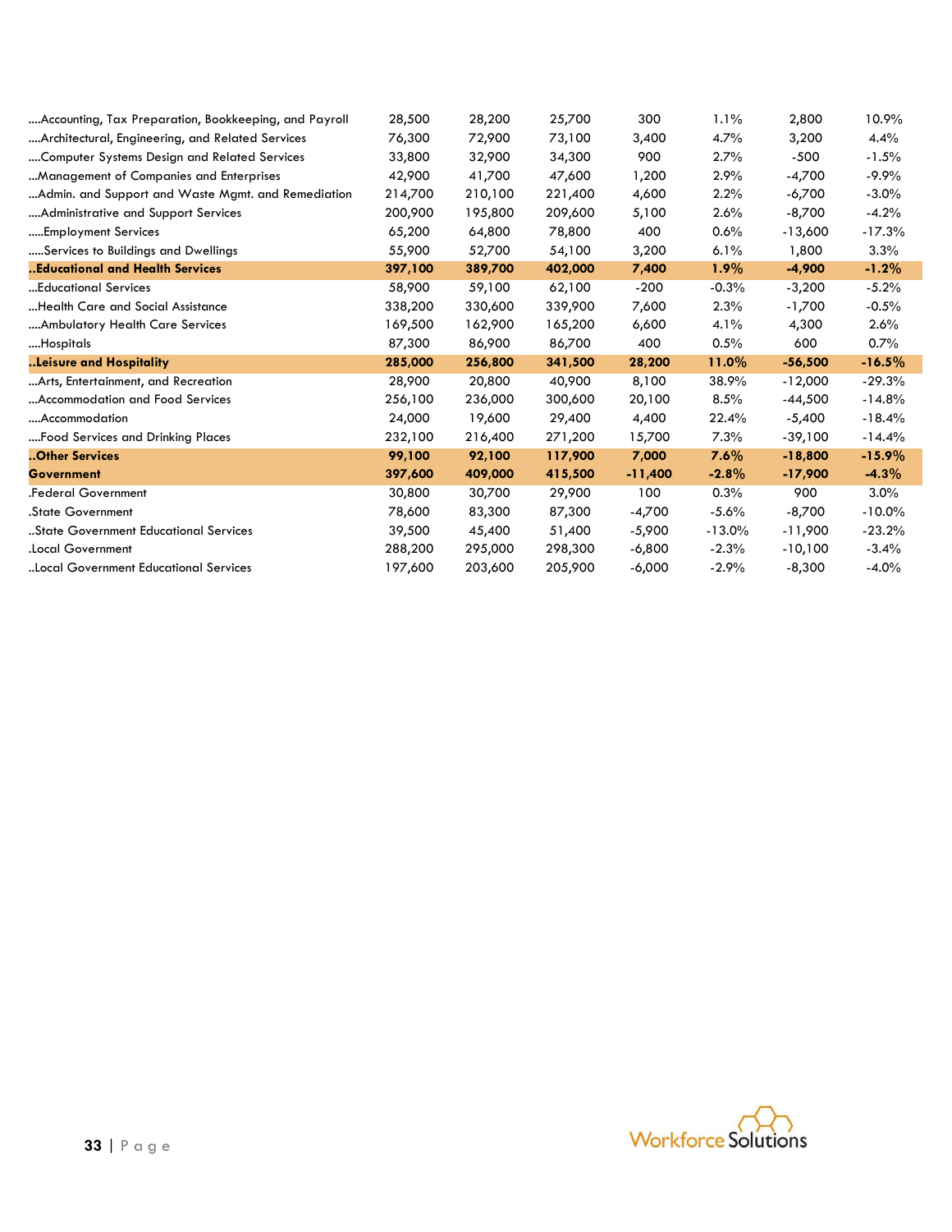| | | | | | | | |
|---|---|---|---|---|---|---|---|
| ....Accounting, Tax Preparation, Bookkeeping, and Payroll | 28,500 | 28,200 | 25,700 | 300 | 1.1% | 2,800 | 10.9% |
| ....Architectural, Engineering, and Related Services | 76,300 | 72,900 | 73,100 | 3,400 | 4.7% | 3,200 | 4.4% |
| ....Computer Systems Design and Related Services | 33,800 | 32,900 | 34,300 | 900 | 2.7% | -500 | -1.5% |
| ...Management of Companies and Enterprises | 42,900 | 41,700 | 47,600 | 1,200 | 2.9% | -4,700 | -9.9% |
| ...Admin. and Support and Waste Mgmt. and Remediation | 214,700 | 210,100 | 221,400 | 4,600 | 2.2% | -6,700 | -3.0% |
| ....Administrative and Support Services | 200,900 | 195,800 | 209,600 | 5,100 | 2.6% | -8,700 | -4.2% |
| .....Employment Services | 65,200 | 64,800 | 78,800 | 400 | 0.6% | -13,600 | -17.3% |
| .....Services to Buildings and Dwellings | 55,900 | 52,700 | 54,100 | 3,200 | 6.1% | 1,800 | 3.3% |
| **..Educational and Health Services** | **397,100** | **389,700** | **402,000** | **7,400** | **1.9%** | **-4,900** | **-1.2%** |
| ...Educational Services | 58,900 | 59,100 | 62,100 | -200 | -0.3% | -3,200 | -5.2% |
| ...Health Care and Social Assistance | 338,200 | 330,600 | 339,900 | 7,600 | 2.3% | -1,700 | -0.5% |
| ....Ambulatory Health Care Services | 169,500 | 162,900 | 165,200 | 6,600 | 4.1% | 4,300 | 2.6% |
| ....Hospitals | 87,300 | 86,900 | 86,700 | 400 | 0.5% | 600 | 0.7% |
| **..Leisure and Hospitality** | **285,000** | **256,800** | **341,500** | **28,200** | **11.0%** | **-56,500** | **-16.5%** |
| ...Arts, Entertainment, and Recreation | 28,900 | 20,800 | 40,900 | 8,100 | 38.9% | -12,000 | -29.3% |
| ...Accommodation and Food Services | 256,100 | 236,000 | 300,600 | 20,100 | 8.5% | -44,500 | -14.8% |
| ....Accommodation | 24,000 | 19,600 | 29,400 | 4,400 | 22.4% | -5,400 | -18.4% |
| ....Food Services and Drinking Places | 232,100 | 216,400 | 271,200 | 15,700 | 7.3% | -39,100 | -14.4% |
| **..Other Services** | **99,100** | **92,100** | **117,900** | **7,000** | **7.6%** | **-18,800** | **-15.9%** |
| **Government** | **397,600** | **409,000** | **415,500** | **-11,400** | **-2.8%** | **-17,900** | **-4.3%** |
| .Federal Government | 30,800 | 30,700 | 29,900 | 100 | 0.3% | 900 | 3.0% |
| .State Government | 78,600 | 83,300 | 87,300 | -4,700 | -5.6% | -8,700 | -10.0% |
| ..State Government Educational Services | 39,500 | 45,400 | 51,400 | -5,900 | -13.0% | -11,900 | -23.2% |
| .Local Government | 288,200 | 295,000 | 298,300 | -6,800 | -2.3% | -10,100 | -3.4% |
| ..Local Government Educational Services | 197,600 | 203,600 | 205,900 | -6,000 | -2.9% | -8,300 | -4.0% |